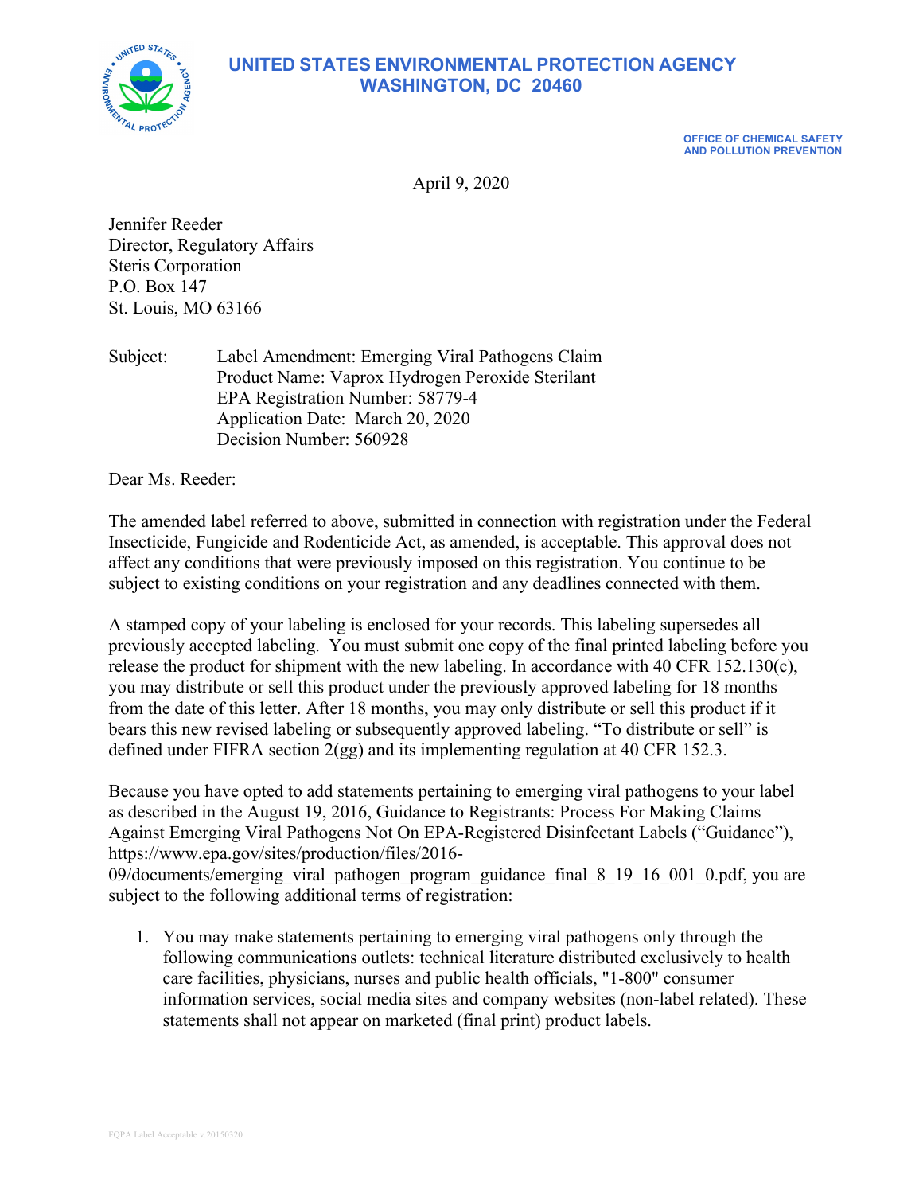# UNITED STATES ENVIRONMENTAL PROTECTION AGENCY
## WASHINGTON, DC 20460

OFFICE OF CHEMICAL SAFETY AND POLLUTION PREVENTION

April 9, 2020

Jennifer Reeder
Director, Regulatory Affairs
Steris Corporation
P.O. Box 147
St. Louis, MO 63166

Subject: Label Amendment: Emerging Viral Pathogens Claim
Product Name: Vaprox Hydrogen Peroxide Sterilant
EPA Registration Number: 58779-4
Application Date: March 20, 2020
Decision Number: 560928

Dear Ms. Reeder:

The amended label referred to above, submitted in connection with registration under the Federal Insecticide, Fungicide and Rodenticide Act, as amended, is acceptable. This approval does not affect any conditions that were previously imposed on this registration. You continue to be subject to existing conditions on your registration and any deadlines connected with them.

A stamped copy of your labeling is enclosed for your records. This labeling supersedes all previously accepted labeling. You must submit one copy of the final printed labeling before you release the product for shipment with the new labeling. In accordance with 40 CFR 152.130(c), you may distribute or sell this product under the previously approved labeling for 18 months from the date of this letter. After 18 months, you may only distribute or sell this product if it bears this new revised labeling or subsequently approved labeling. "To distribute or sell" is defined under FIFRA section 2(gg) and its implementing regulation at 40 CFR 152.3.

Because you have opted to add statements pertaining to emerging viral pathogens to your label as described in the August 19, 2016, Guidance to Registrants: Process For Making Claims Against Emerging Viral Pathogens Not On EPA-Registered Disinfectant Labels ("Guidance"), https://www.epa.gov/sites/production/files/2016-09/documents/emerging_viral_pathogen_program_guidance_final_8_19_16_001_0.pdf, you are subject to the following additional terms of registration:

1. You may make statements pertaining to emerging viral pathogens only through the following communications outlets: technical literature distributed exclusively to health care facilities, physicians, nurses and public health officials, "1-800" consumer information services, social media sites and company websites (non-label related). These statements shall not appear on marketed (final print) product labels.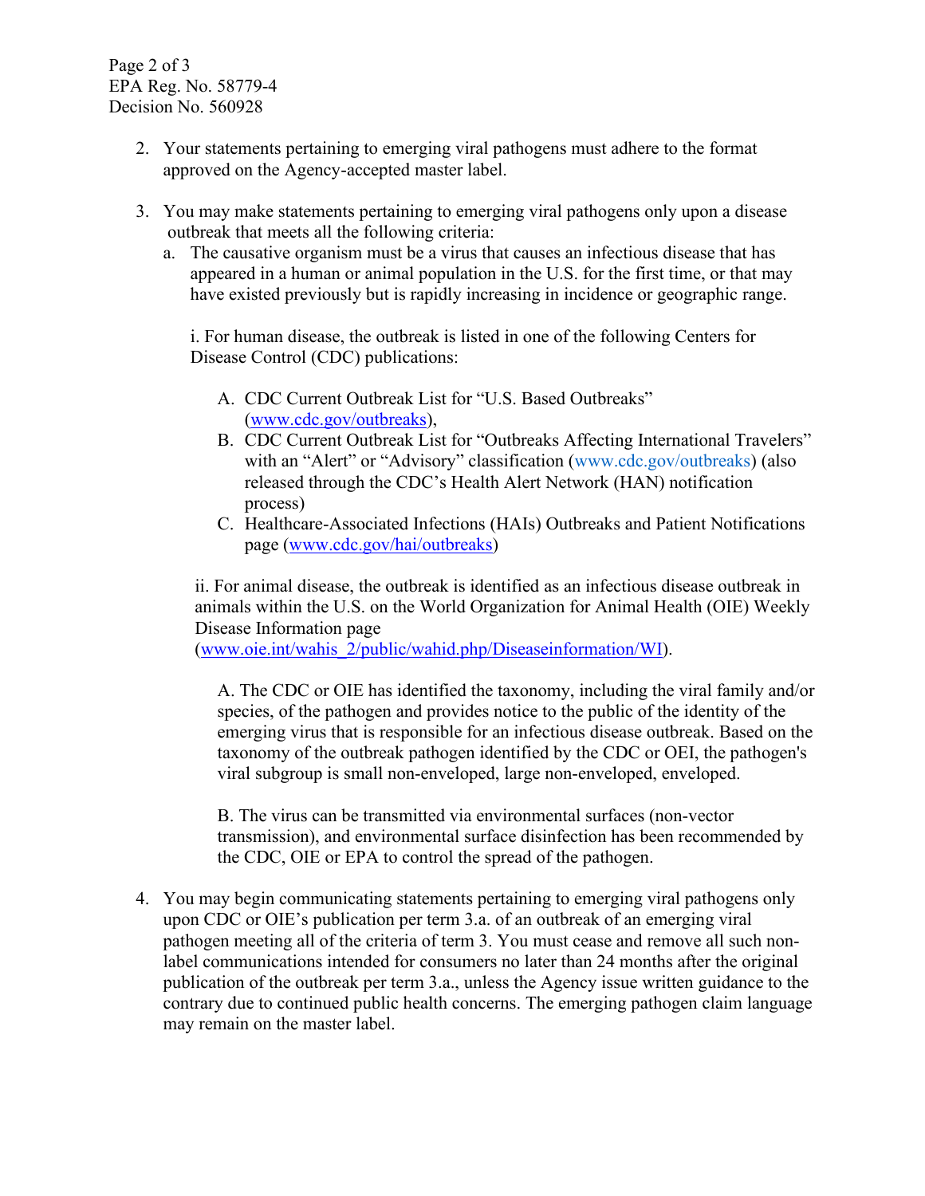2. Your statements pertaining to emerging viral pathogens must adhere to the format approved on the Agency-accepted master label.

3. You may make statements pertaining to emerging viral pathogens only upon a disease outbreak that meets all the following criteria:

   a. The causative organism must be a virus that causes an infectious disease that has appeared in a human or animal population in the U.S. for the first time, or that may have existed previously but is rapidly increasing in incidence or geographic range.

      i. For human disease, the outbreak is listed in one of the following Centers for Disease Control (CDC) publications:

         A. CDC Current Outbreak List for "U.S. Based Outbreaks" (www.cdc.gov/outbreaks),

         B. CDC Current Outbreak List for "Outbreaks Affecting International Travelers" with an "Alert" or "Advisory" classification (www.cdc.gov/outbreaks) (also released through the CDC's Health Alert Network (HAN) notification process)

         C. Healthcare-Associated Infections (HAIs) Outbreaks and Patient Notifications page (www.cdc.gov/hai/outbreaks)

      ii. For animal disease, the outbreak is identified as an infectious disease outbreak in animals within the U.S. on the World Organization for Animal Health (OIE) Weekly Disease Information page (www.oie.int/wahis_2/public/wahid.php/Diseaseinformation/WI).

         A. The CDC or OIE has identified the taxonomy, including the viral family and/or species, of the pathogen and provides notice to the public of the identity of the emerging virus that is responsible for an infectious disease outbreak. Based on the taxonomy of the outbreak pathogen identified by the CDC or OEI, the pathogen's viral subgroup is small non-enveloped, large non-enveloped, enveloped.

         B. The virus can be transmitted via environmental surfaces (non-vector transmission), and environmental surface disinfection has been recommended by the CDC, OIE or EPA to control the spread of the pathogen.

4. You may begin communicating statements pertaining to emerging viral pathogens only upon CDC or OIE's publication per term 3.a. of an outbreak of an emerging viral pathogen meeting all of the criteria of term 3. You must cease and remove all such non-label communications intended for consumers no later than 24 months after the original publication of the outbreak per term 3.a., unless the Agency issue written guidance to the contrary due to continued public health concerns. The emerging pathogen claim language may remain on the master label.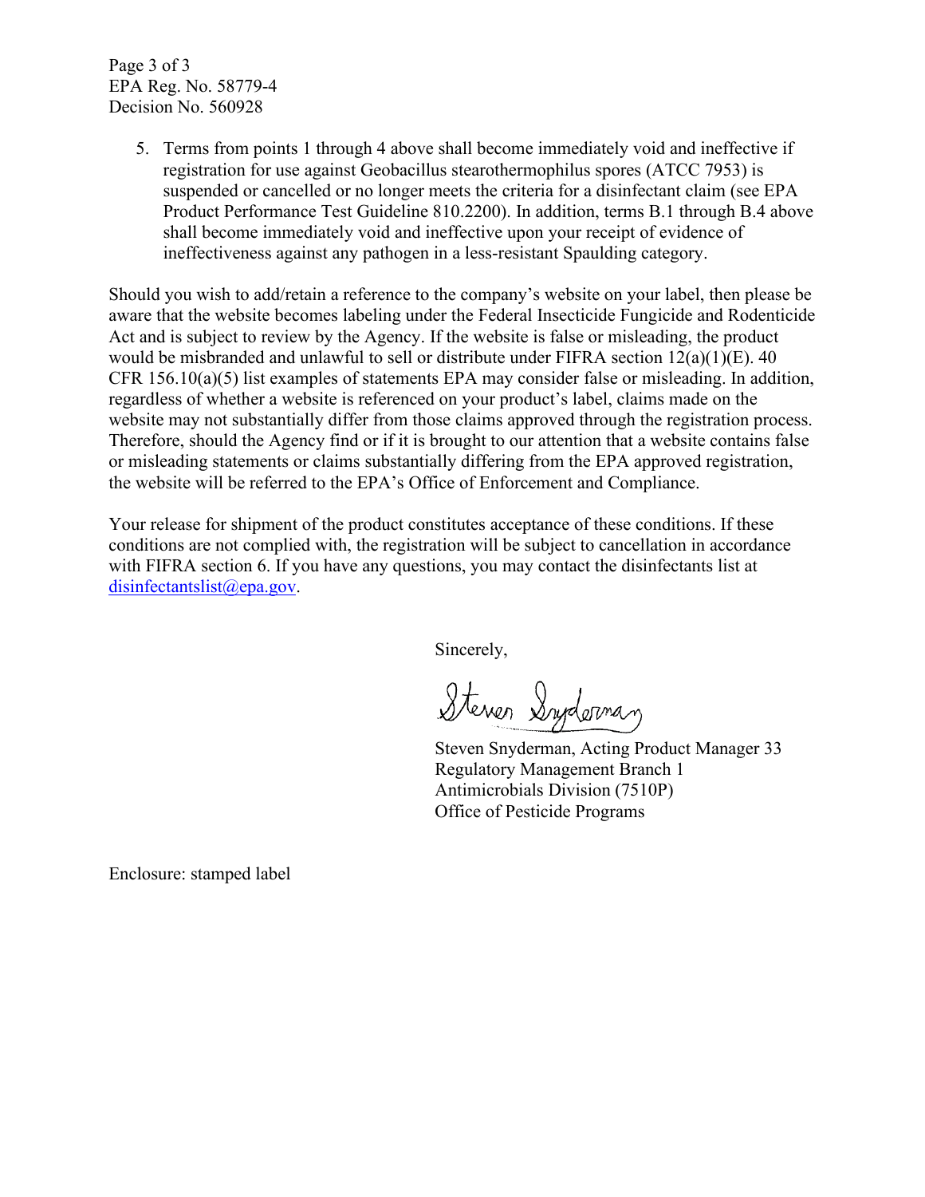5. Terms from points 1 through 4 above shall become immediately void and ineffective if registration for use against Geobacillus stearothermophilus spores (ATCC 7953) is suspended or cancelled or no longer meets the criteria for a disinfectant claim (see EPA Product Performance Test Guideline 810.2200). In addition, terms B.1 through B.4 above shall become immediately void and ineffective upon your receipt of evidence of ineffectiveness against any pathogen in a less-resistant Spaulding category.

Should you wish to add/retain a reference to the company's website on your label, then please be aware that the website becomes labeling under the Federal Insecticide Fungicide and Rodenticide Act and is subject to review by the Agency. If the website is false or misleading, the product would be misbranded and unlawful to sell or distribute under FIFRA section 12(a)(1)(E). 40 CFR 156.10(a)(5) list examples of statements EPA may consider false or misleading. In addition, regardless of whether a website is referenced on your product's label, claims made on the website may not substantially differ from those claims approved through the registration process. Therefore, should the Agency find or if it is brought to our attention that a website contains false or misleading statements or claims substantially differing from the EPA approved registration, the website will be referred to the EPA's Office of Enforcement and Compliance.

Your release for shipment of the product constitutes acceptance of these conditions. If these conditions are not complied with, the registration will be subject to cancellation in accordance with FIFRA section 6. If you have any questions, you may contact the disinfectants list at disinfectantslist@epa.gov.

Sincerely,

Steven Snyderman

Steven Snyderman, Acting Product Manager 33
Regulatory Management Branch 1
Antimicrobials Division (7510P)
Office of Pesticide Programs

Enclosure: stamped label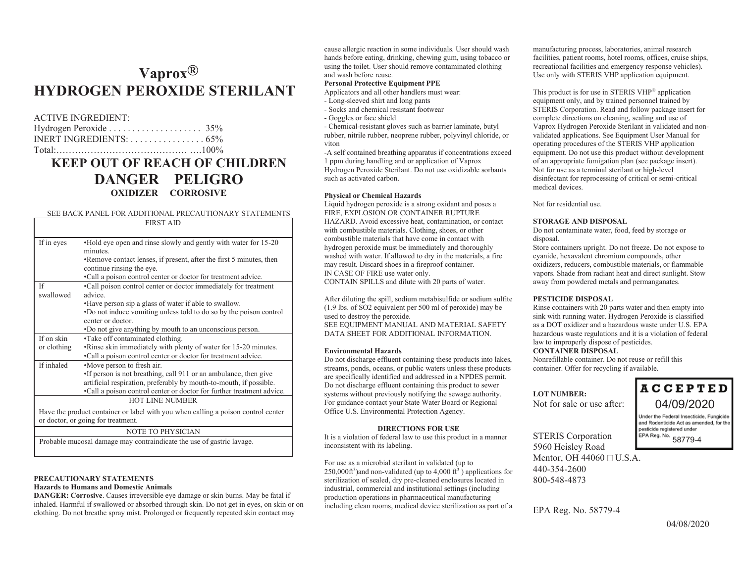# Vaprox®
# HYDROGEN PEROXIDE STERILANT

ACTIVE INGREDIENT:
Hydrogen Peroxide . . . . . . . . . . . . . . . . . . . . 35%
INERT INGREDIENTS: . . . . . . . . . . . . . . . . 65%
Total:………………………………….. ….100%

## KEEP OUT OF REACH OF CHILDREN
## DANGER PELIGRO
**OXIDIZER CORROSIVE**

SEE BACK PANEL FOR ADDITIONAL PRECAUTIONARY STATEMENTS

| FIRST AID | |
|---|---|
| If in eyes | •Hold eye open and rinse slowly and gently with water for 15-20 minutes.<br>•Remove contact lenses, if present, after the first 5 minutes, then continue rinsing the eye.<br>•Call a poison control center or doctor for treatment advice. |
| If swallowed | •Call poison control center or doctor immediately for treatment advice.<br>•Have person sip a glass of water if able to swallow.<br>•Do not induce vomiting unless told to do so by the poison control center or doctor.<br>•Do not give anything by mouth to an unconscious person. |
| If on skin or clothing | •Take off contaminated clothing.<br>•Rinse skin immediately with plenty of water for 15-20 minutes.<br>•Call a poison control center or doctor for treatment advice. |
| If inhaled | •Move person to fresh air.<br>•If person is not breathing, call 911 or an ambulance, then give artificial respiration, preferably by mouth-to-mouth, if possible.<br>•Call a poison control center or doctor for further treatment advice. |
| HOT LINE NUMBER | |
| Have the product container or label with you when calling a poison control center or doctor, or going for treatment. | |
| NOTE TO PHYSICIAN | |
| Probable mucosal damage may contraindicate the use of gastric lavage. | |

**PRECAUTIONARY STATEMENTS**

**Hazards to Humans and Domestic Animals**

**DANGER: Corrosive**. Causes irreversible eye damage or skin burns. May be fatal if inhaled. Harmful if swallowed or absorbed through skin. Do not get in eyes, on skin or on clothing. Do not breathe spray mist. Prolonged or frequently repeated skin contact may cause allergic reaction in some individuals. User should wash hands before eating, drinking, chewing gum, using tobacco or using the toilet. User should remove contaminated clothing and wash before reuse.

**Personal Protective Equipment PPE**

Applicators and all other handlers must wear:
- Long-sleeved shirt and long pants
- Socks and chemical resistant footwear
- Goggles or face shield
- Chemical-resistant gloves such as barrier laminate, butyl rubber, nitrile rubber, neoprene rubber, polyvinyl chloride, or viton
- A self contained breathing apparatus if concentrations exceed 1 ppm during handling and or application of Vaprox Hydrogen Peroxide Sterilant. Do not use oxidizable sorbants such as activated carbon.

**Physical or Chemical Hazards**

Liquid hydrogen peroxide is a strong oxidant and poses a FIRE, EXPLOSION OR CONTAINER RUPTURE HAZARD. Avoid excessive heat, contamination, or contact with combustible materials. Clothing, shoes, or other combustible materials that have come in contact with hydrogen peroxide must be immediately and thoroughly washed with water. If allowed to dry in the materials, a fire may result. Discard shoes in a fireproof container.
IN CASE OF FIRE use water only.
CONTAIN SPILLS and dilute with 20 parts of water.

After diluting the spill, sodium metabisulfide or sodium sulfite (1.9 lbs. of SO2 equivalent per 500 ml of peroxide) may be used to destroy the peroxide.
SEE EQUIPMENT MANUAL AND MATERIAL SAFETY DATA SHEET FOR ADDITIONAL INFORMATION.

**Environmental Hazards**

Do not discharge effluent containing these products into lakes, streams, ponds, oceans, or public waters unless these products are specifically identified and addressed in a NPDES permit. Do not discharge effluent containing this product to sewer systems without previously notifying the sewage authority. For guidance contact your State Water Board or Regional Office U.S. Environmental Protection Agency.

**DIRECTIONS FOR USE**

It is a violation of federal law to use this product in a manner inconsistent with its labeling.

For use as a microbial sterilant in validated (up to 250,000ft$^3$)and non-validated (up to 4,000 ft$^3$ ) applications for sterilization of sealed, dry pre-cleaned enclosures located in industrial, commercial and institutional settings (including production operations in pharmaceutical manufacturing including clean rooms, medical device sterilization as part of a manufacturing process, laboratories, animal research facilities, patient rooms, hotel rooms, offices, cruise ships, recreational facilities and emergency response vehicles). Use only with STERIS VHP application equipment.

This product is for use in STERIS VHP® application equipment only, and by trained personnel trained by STERIS Corporation. Read and follow package insert for complete directions on cleaning, sealing and use of Vaprox Hydrogen Peroxide Sterilant in validated and non-validated applications. See Equipment User Manual for operating procedures of the STERIS VHP application equipment. Do not use this product without development of an appropriate fumigation plan (see package insert). Not for use as a terminal sterilant or high-level disinfectant for reprocessing of critical or semi-critical medical devices.

Not for residential use.

**STORAGE AND DISPOSAL**

Do not contaminate water, food, feed by storage or disposal.
Store containers upright. Do not freeze. Do not expose to cyanide, hexavalent chromium compounds, other oxidizers, reducers, combustible materials, or flammable vapors. Shade from radiant heat and direct sunlight. Stow away from powdered metals and permanganates.

**PESTICIDE DISPOSAL**

Rinse containers with 20 parts water and then empty into sink with running water. Hydrogen Peroxide is classified as a DOT oxidizer and a hazardous waste under U.S. EPA hazardous waste regulations and it is a violation of federal law to improperly dispose of pesticides.

**CONTAINER DISPOSAL**

Nonrefillable container. Do not reuse or refill this container. Offer for recycling if available.

**LOT NUMBER:**
Not for sale or use after:

**ACCEPTED**
04/09/2020
Under the Federal Insecticide, Fungicide and Rodenticide Act as amended, for the pesticide registered under EPA Reg. No. 58779-4

STERIS Corporation
5960 Heisley Road
Mentor, OH 44060 □ U.S.A.
440-354-2600
800-548-4873

EPA Reg. No. 58779-4

04/08/2020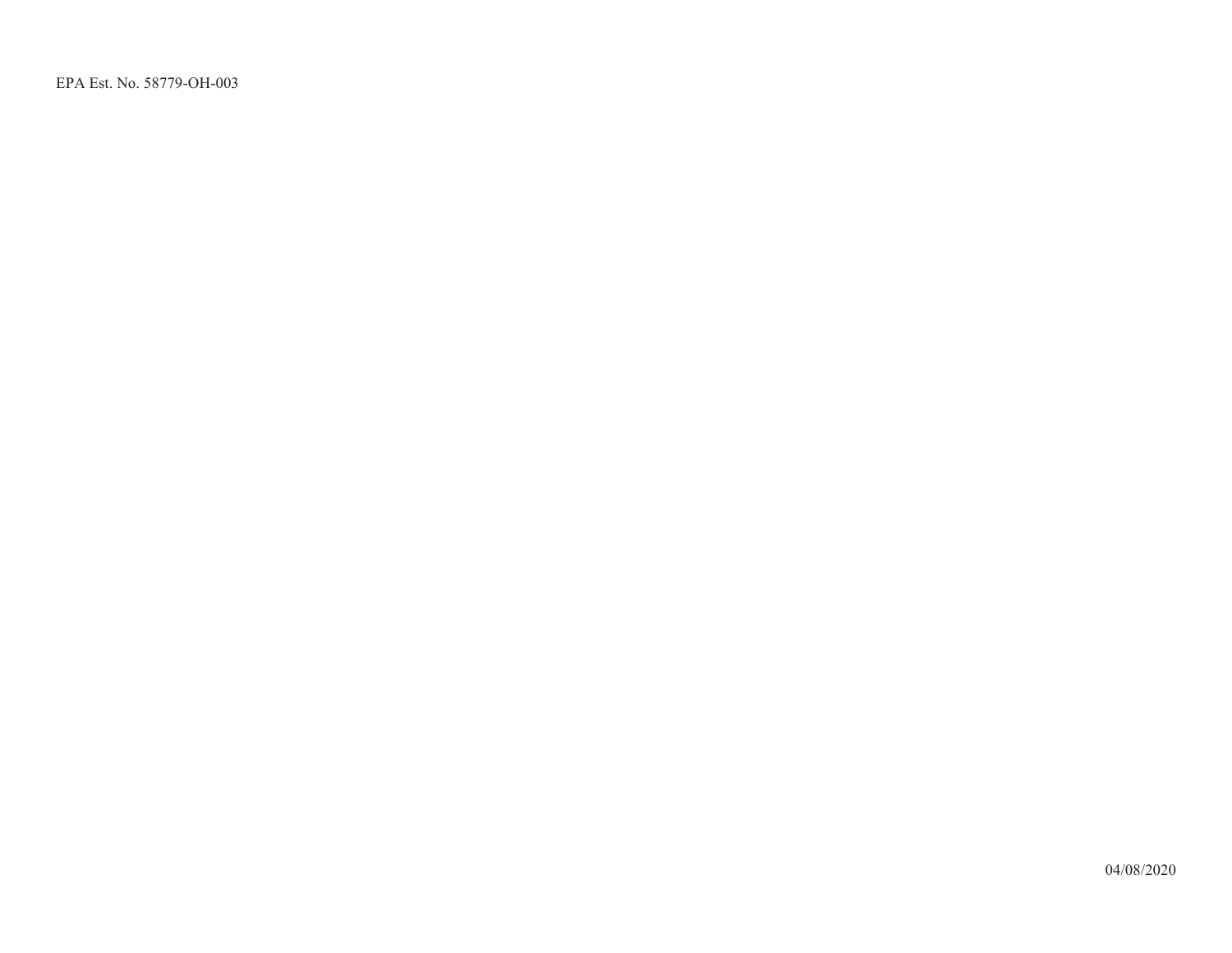EPA Est. No. 58779-OH-003

04/08/2020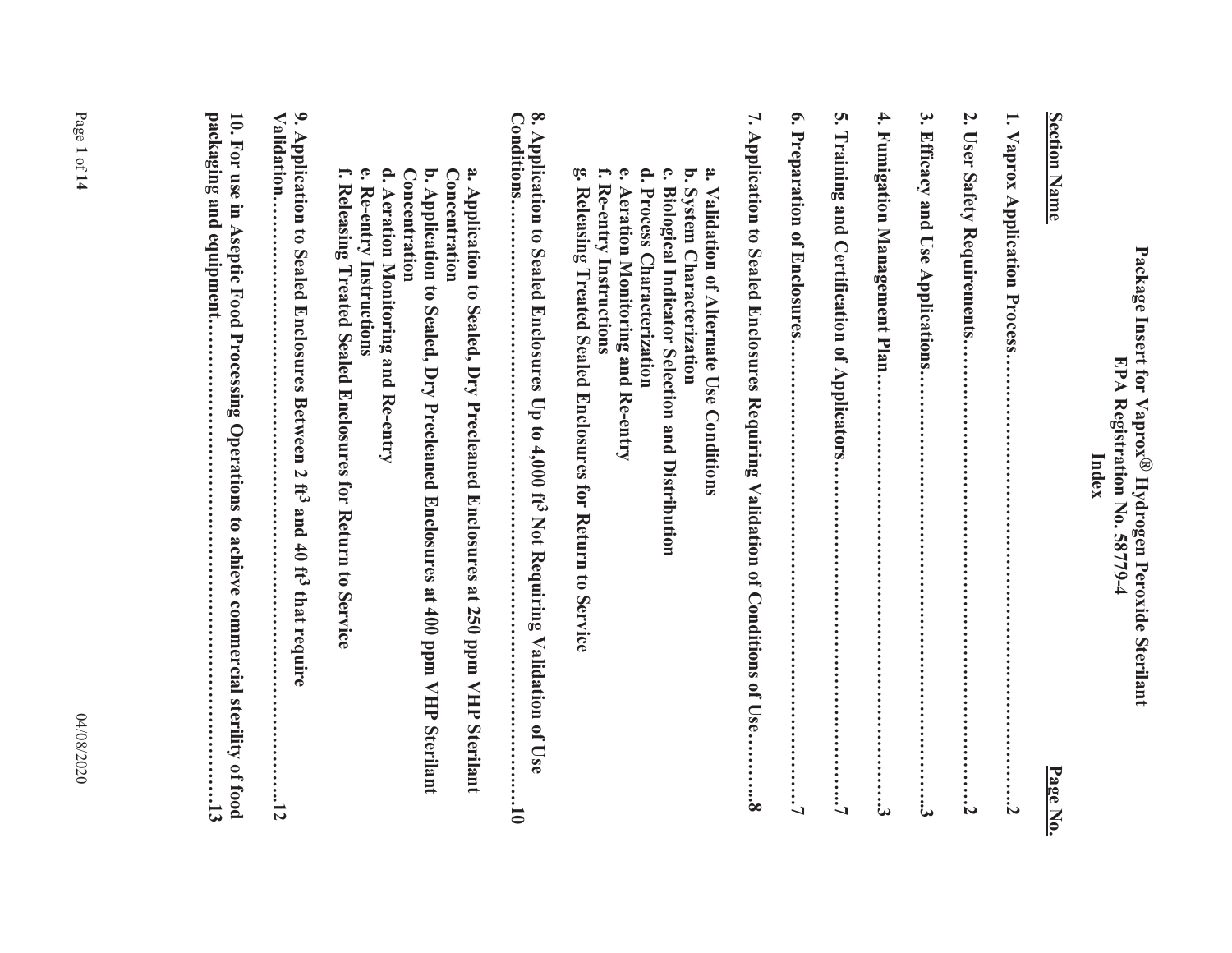# Package Insert for Vaprox® Hydrogen Peroxide Sterilant
## EPA Registration No. 58779-4
## Index

| Section Name | Page No. |
|---|---|
| **1. Vaprox Application Process** | **2** |
| **2. User Safety Requirements** | **2** |
| **3. Efficacy and Use Applications** | **3** |
| **4. Fumigation Management Plan** | **3** |
| **5. Training and Certification of Applicators** | **7** |
| **6. Preparation of Enclosures** | **7** |
| **7. Application to Sealed Enclosures Requiring Validation of Conditions of Use** | **8** |
| **a. Validation of Alternate Use Conditions** | |
| **b. System Characterization** | |
| **c. Biological Indicator Selection and Distribution** | |
| **d. Process Characterization** | |
| **e. Aeration Monitoring and Re-entry** | |
| **f. Re-entry Instructions** | |
| **g. Releasing Treated Sealed Enclosures for Return to Service** | |
| **8. Application to Sealed Enclosures Up to 4,000 ft$^3$ Not Requiring Validation of Use Conditions** | **10** |
| **a. Application to Sealed, Dry Precleaned Enclosures at 250 ppm VHP Sterilant Concentration** | |
| **b. Application to Sealed, Dry Precleaned Enclosures at 400 ppm VHP Sterilant Concentration** | |
| **d. Aeration Monitoring and Re-entry** | |
| **e. Re-entry Instructions** | |
| **f. Releasing Treated Sealed Enclosures for Return to Service** | |
| **9. Application to Sealed Enclosures Between 2 ft$^3$ and 40 ft$^3$ that require Validation** | **12** |
| **10. For use in Aseptic Food Processing Operations to achieve commercial sterility of food packaging and equipment** | **13** |

04/08/2020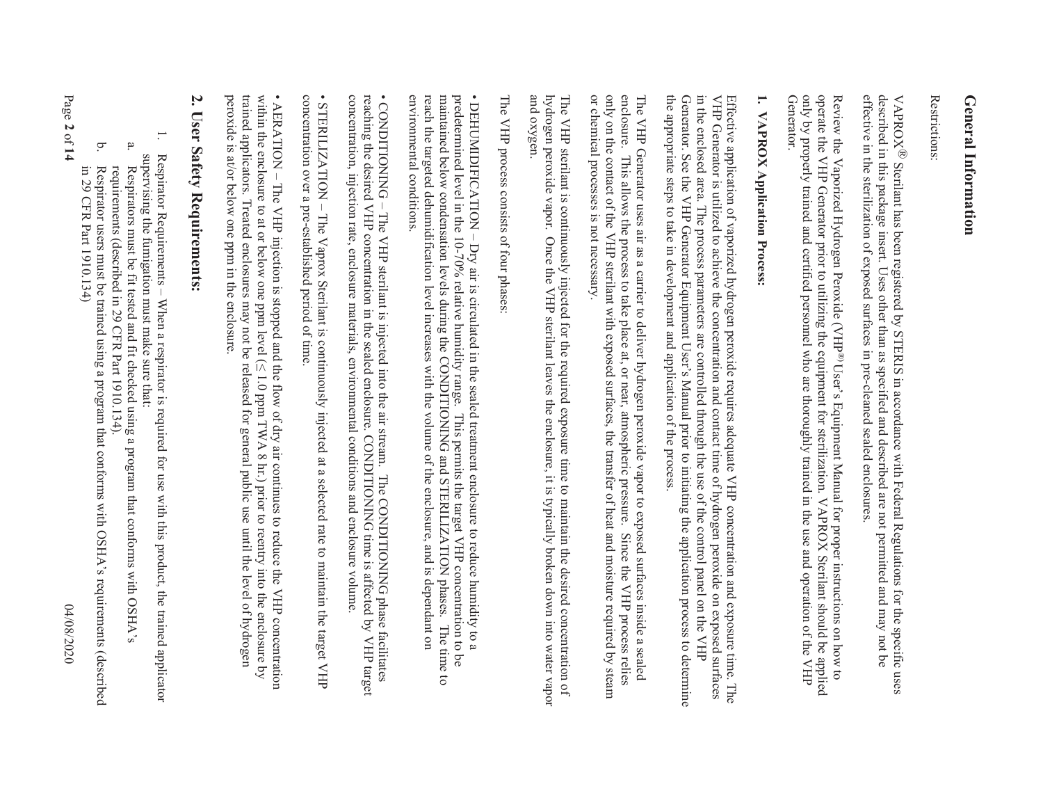# General Information

Restrictions:

VAPROX® Sterilant has been registered by STERIS in accordance with Federal Regulations for the specific uses described in this package insert. Uses other than as specified and described are not permitted and may not be effective in the sterilization of exposed surfaces in pre-cleaned sealed enclosures.

Review the Vaporized Hydrogen Peroxide (VHP® User's Equipment Manual for proper instructions on how to operate the VHP Generator prior to utilizing the equipment for sterilization. VAPROX Sterilant should be applied only by properly trained and certified personnel who are thoroughly trained in the use and operation of the VHP Generator.

## 1. VAPROX Application Process:

Effective application of vaporized hydrogen peroxide requires adequate VHP concentration and exposure time. The VHP Generator is utilized to achieve the concentration and contact time of hydrogen peroxide on exposed surfaces in the enclosed area. The process parameters are controlled through the use of the control panel on the VHP Generator. See the VHP Generator Equipment User's Manual prior to initiating the application process to determine the appropriate steps to take in development and application of the process.

The VHP Generator uses air as a carrier to deliver hydrogen peroxide vapor to exposed surfaces inside a sealed enclosure. This allows the process to take place at, or near, atmospheric pressure. Since the VHP process relies only on the contact of the VHP sterilant with exposed surfaces, the transfer of heat and moisture required by steam or chemical processes is not necessary.

The VHP sterilant is continuously injected for the required exposure time to maintain the desired concentration of hydrogen peroxide vapor. Once the VHP sterilant leaves the enclosure, it is typically broken down into water vapor and oxygen.

The VHP process consists of four phases:

• DEHUMIDIFICATION – Dry air is circulated in the sealed treatment enclosure to reduce humidity to a predetermined level in the 10-70% relative humidity range. This permits the target VHP concentration to be maintained below condensation levels during the CONDITIONING and STERILIZATION phases. The time to reach the targeted dehumidification level increases with the volume of the enclosure, and is dependant on environmental conditions.

• CONDITIONING – The VHP sterilant is injected into the air stream. The CONDITIONING phase facilitates reaching the desired VHP concentration in the sealed enclosure. CONDITIONING time is affected by VHP target concentration, injection rate, enclosure materials, environmental conditions and enclosure volume.

• STERILIZATION – The Vaprox Sterilant is continuously injected at a selected rate to maintain the target VHP concentration over a pre-established period of time.

• AERATION – The VHP injection is stopped and the flow of dry air continues to reduce the VHP concentration within the enclosure to at or below one ppm level (≤ 1.0 ppm TWA 8 hr.) prior to reentry into the enclosure by trained applicators. Treated enclosures may not be released for general public use until the level of hydrogen peroxide is at/or below one ppm in the enclosure.

## 2. User Safety Requirements:

1. Respirator Requirements – When a respirator is required for use with this product, the trained applicator supervising the fumigation must make sure that:
   a. Respirators must be fit tested and fit checked using a program that conforms with OSHA's requirements (described in 29 CFR Part 1910.134).
   b. Respirator users must be trained using a program that conforms with OSHA's requirements (described in 29 CFR Part 1910.134)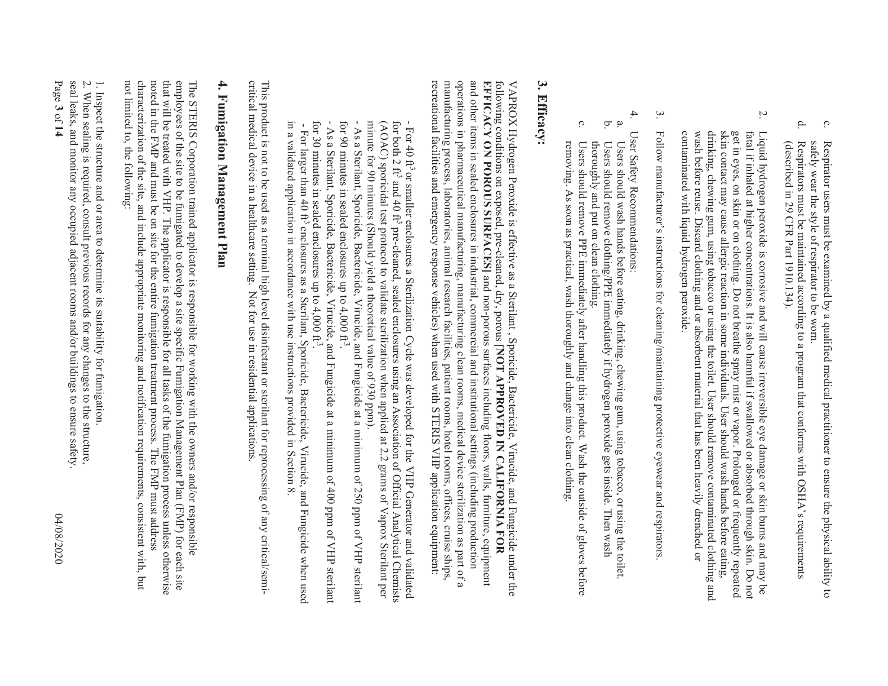c. Respirator users must be examined by a qualified medical practitioner to ensure the physical ability to safely wear the style of respirator to be worn.

d. Respirators must be maintained according to a program that conforms with OSHA's requirements (described in 29 CFR Part 1910.134).

2. Liquid hydrogen peroxide is corrosive and will cause irreversible eye damage or skin burns and may be fatal if inhaled at higher concentrations. It is also harmful if swallowed or absorbed through skin. Do not get in eyes, on skin or on clothing. Do not breathe spray mist or vapor. Prolonged or frequently repeated skin contact may cause allergic reaction in some individuals. User should wash hands before eating, drinking, chewing gum, using tobacco or using the toilet. User should remove contaminated clothing and wash before reuse. Discard clothing and or absorbent material that has been heavily drenched or contaminated with liquid hydrogen peroxide.

3. Follow manufacturer's instructions for cleaning/maintaining protective eyewear and respirators.

4. User Safety Recommendations:
   a. Users should wash hands before eating, drinking, chewing gum, using tobacco, or using the toilet.
   b. Users should remove clothing/PPE immediately if hydrogen peroxide gets inside. Then wash thoroughly and put on clean clothing.
   c. Users should remove PPE immediately after handling this product. Wash the outside of gloves before removing. As soon as practical, wash thoroughly and change into clean clothing.

## 3. Efficacy:

VAPROX Hydrogen Peroxide is effective as a Sterilant , Sporicide, Bactericide, Virucide, and Fungicide under the following conditions on exposed, pre-cleaned, dry, porous [**NOT APPROVED IN CALIFORNIA FOR EFFICACY ON POROUS SURFACES**] and non-porous surfaces including floors, walls, furniture, equipment and other items in sealed enclosures in industrial, commercial and institutional settings (including production operations in pharmaceutical manufacturing, manufacturing clean rooms, medical device sterilization as part of a manufacturing process, laboratories, animal research facilities, patient rooms, hotel rooms, offices, cruise ships, recreational facilities and emergency response vehicles) when used with STERIS VHP application equipment:

- For 40 ft$^3$ or smaller enclosures a Sterilization Cycle was developed for the VHP Generator and validated for both 2 ft$^3$ and 40 ft$^3$ pre-cleaned, sealed enclosures using an Association of Official Analytical Chemists (AOAC) sporicidal test protocol to validate sterilization when applied at 2.2 grams of Vaprox Sterilant per minute for 90 minutes (Should yield a theoretical value of 930 ppm).
- As a Sterilant, Sporicide, Bactericide, Virucide, and Fungicide at a minimum of 250 ppm of VHP sterilant for 90 minutes in sealed enclosures up to 4,000 ft$^3$.
- As a Sterilant, Sporicide, Bactericide, Virucide, and Fungicide at a minimum of 400 ppm of VHP sterilant for 30 minutes in sealed enclosures up to 4,000 ft$^3$.
- For larger than 40 ft$^3$ enclosures as a Sterilant, Sporicide, Bactericide, Virucide, and Fungicide when used in a validated application in accordance with use instructions provided in Section 8.

This product is not to be used as a terminal high level disinfectant or sterilant for reprocessing of any critical/semi-critical medical device in a healthcare setting. Not for use in residential applications.

## 4. Fumigation Management Plan

The STERIS Corporation trained applicator is responsible for working with the owners and/or responsible employees of the site to be fumigated to develop a site specific Fumigation Management Plan (FMP) for each site that will be treated with VHP. The applicator is responsible for all tasks of the fumigation process unless otherwise noted in the FMP and must be on site for the entire fumigation treatment process. The FMP must address characterization of the site, and include appropriate monitoring and notification requirements, consistent with, but not limited to, the following:

1. Inspect the structure and or area to determine its suitability for fumigation.
2. When sealing is required, consult previous records for any changes to the structure, seal leaks, and monitor any occupied adjacent rooms and/or buildings to ensure safety.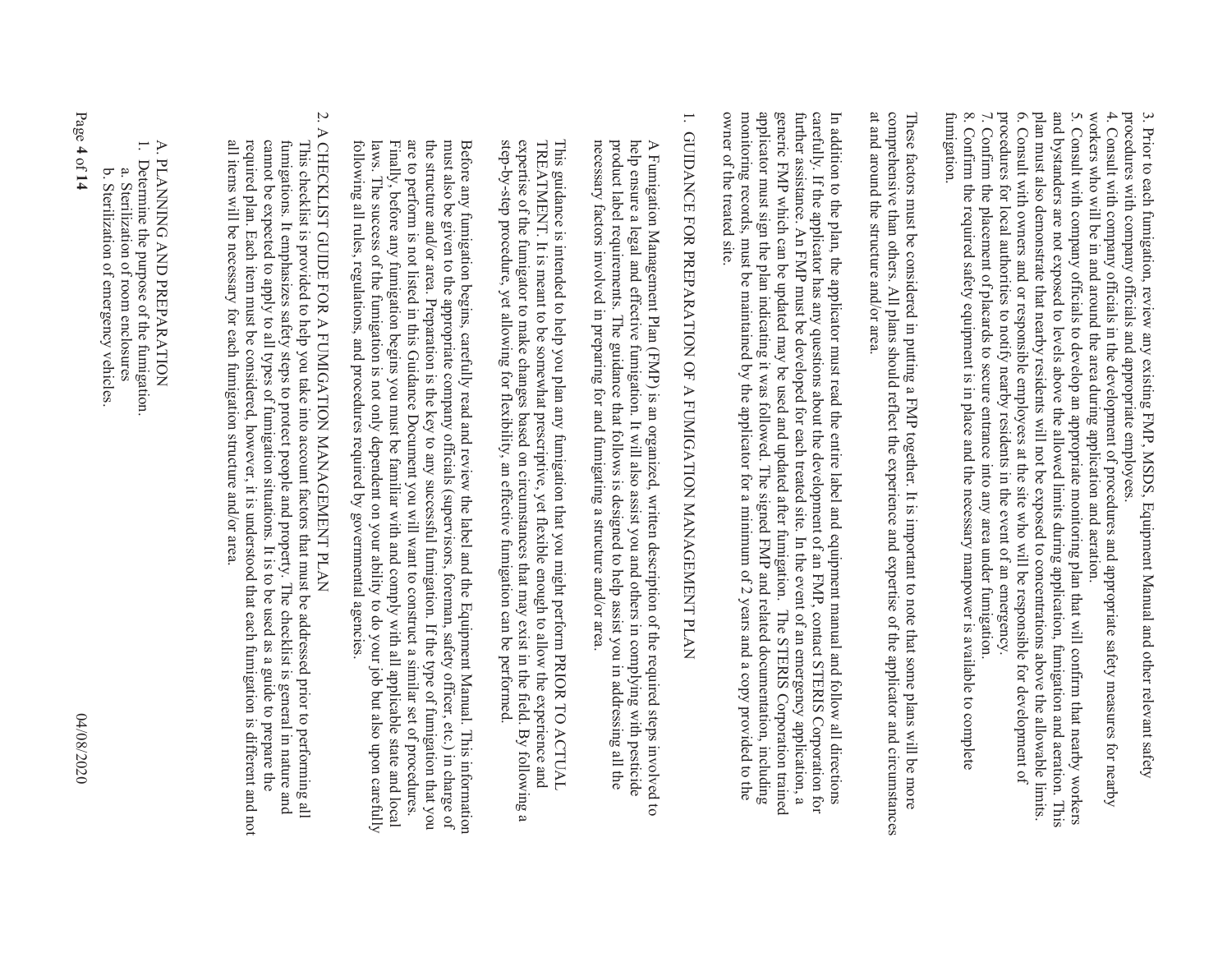3. Prior to each fumigation, review any existing FMP, MSDS, Equipment Manual and other relevant safety procedures with company officials and appropriate employees.
4. Consult with company officials in the development of procedures and appropriate safety measures for nearby workers who will be in and around the area during application and aeration.
5. Consult with company officials to develop an appropriate monitoring plan that will confirm that nearby workers and bystanders are not exposed to levels above the allowed limits during application, fumigation and aeration. This plan must also demonstrate that nearby residents will not be exposed to concentrations above the allowable limits.
6. Consult with owners and or responsible employees at the site who will be responsible for development of procedures for local authorities to notify nearby residents in the event of an emergency.
7. Confirm the placement of placards to secure entrance into any area under fumigation.
8. Confirm the required safety equipment is in place and the necessary manpower is available to complete fumigation.

These factors must be considered in putting a FMP together. It is important to note that some plans will be more comprehensive than others. All plans should reflect the experience and expertise of the applicator and circumstances at and around the structure and/or area.

In addition to the plan, the applicator must read the entire label and equipment manual and follow all directions carefully. If the applicator has any questions about the development of an FMP, contact STERIS Corporation for further assistance. An FMP must be developed for each treated site. In the event of an emergency application, a generic FMP which can be updated may be used and updated after fumigation. The STERIS Corporation trained applicator must sign the plan indicating it was followed. The signed FMP and related documentation, including monitoring records, must be maintained by the applicator for a minimum of 2 years and a copy provided to the owner of the treated site.

## 1. GUIDANCE FOR PREPARATION OF A FUMIGATION MANAGEMENT PLAN

A Fumigation Management Plan (FMP) is an organized, written description of the required steps involved to help ensure a legal and effective fumigation. It will also assist you and others in complying with pesticide product label requirements. The guidance that follows is designed to help assist you in addressing all the necessary factors involved in preparing for and fumigating a structure and/or area.

This guidance is intended to help you plan any fumigation that you might perform PRIOR TO ACTUAL TREATMENT. It is meant to be somewhat prescriptive, yet flexible enough to allow the experience and expertise of the fumigator to make changes based on circumstances that may exist in the field. By following a step-by-step procedure, yet allowing for flexibility, an effective fumigation can be performed.

Before any fumigation begins, carefully read and review the label and the Equipment Manual. This information must also be given to the appropriate company officials (supervisors, foreman, safety officer, etc.) in charge of the structure and/or area. Preparation is the key to any successful fumigation. If the type of fumigation that you are to perform is not listed in this Guidance Document you will want to construct a similar set of procedures. Finally, before any fumigation begins you must be familiar with and comply with all applicable state and local laws. The success of the fumigation is not only dependent on your ability to do your job but also upon carefully following all rules, regulations, and procedures required by governmental agencies.

## 2. A CHECKLIST GUIDE FOR A FUMIGATION MANAGEMENT PLAN

This checklist is provided to help you take into account factors that must be addressed prior to performing all fumigations. It emphasizes safety steps to protect people and property. The checklist is general in nature and cannot be expected to apply to all types of fumigation situations. It is to be used as a guide to prepare the required plan. Each item must be considered, however, it is understood that each fumigation is different and not all items will be necessary for each fumigation structure and/or area.

A. PLANNING AND PREPARATION

1. Determine the purpose of the fumigation.
   a. Sterilization of room enclosures
   b. Sterilization of emergency vehicles.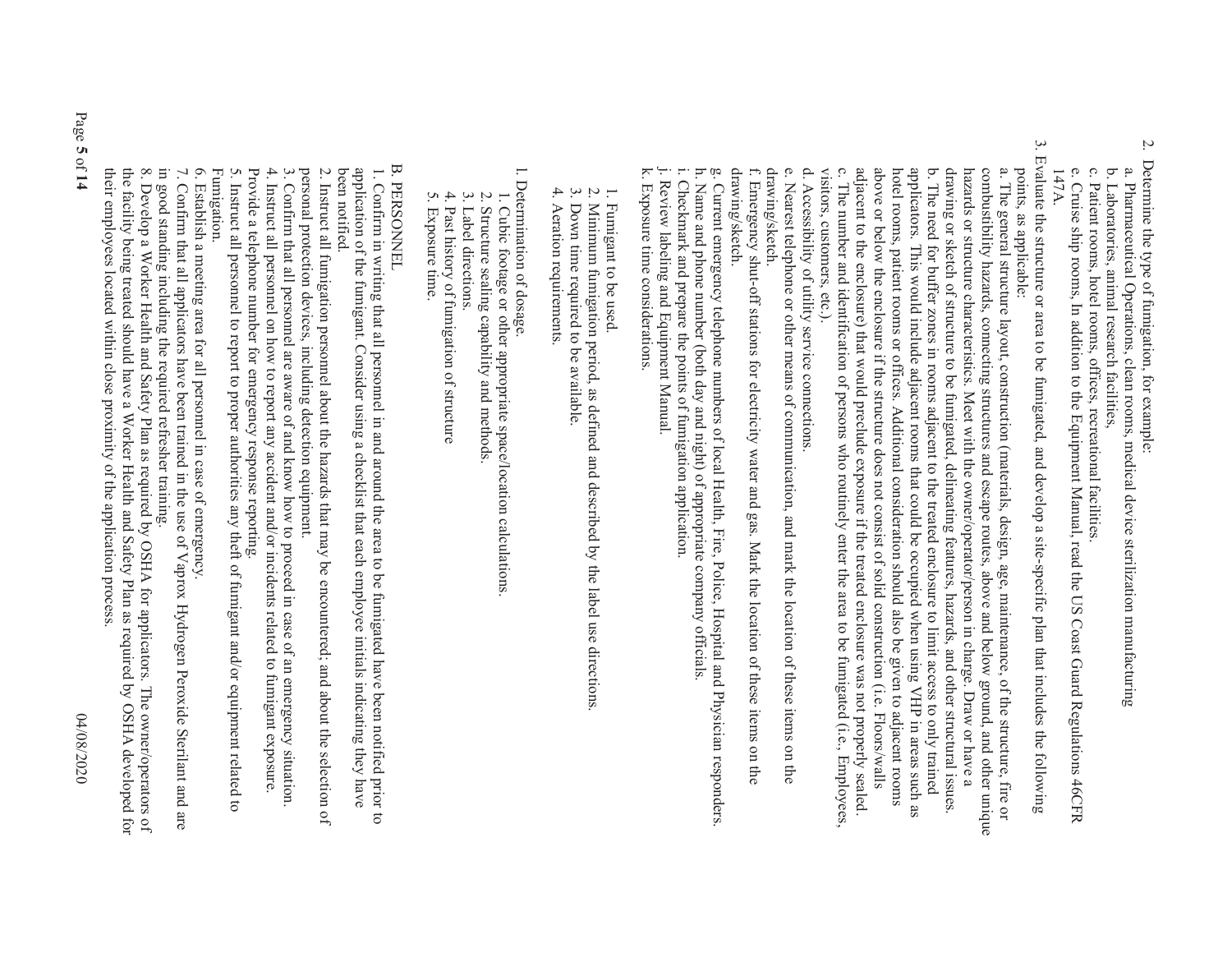2. Determine the type of fumigation, for example:
   a. Pharmaceutical Operations, clean rooms, medical device sterilization manufacturing
   b. Laboratories, animal research facilities,
   c. Patient rooms, hotel rooms, offices, recreational facilities.
   e. Cruise ship rooms, In addition to the Equipment Manual, read the US Coast Guard Regulations 46CFR 147A.
3. Evaluate the structure or area to be fumigated, and develop a site-specific plan that includes the following points, as applicable:
   a. The general structure layout, construction (materials, design, age, maintenance, of the structure, fire or combustibility hazards, connecting structures and escape routes, above and below ground, and other unique hazards or structure characteristics. Meet with the owner/operator/person in charge. Draw or have a drawing or sketch of structure to be fumigated, delineating features, hazards, and other structural issues.
   b. The need for buffer zones in rooms adjacent to the treated enclosure to limit access to only trained applicators. This would include adjacent rooms that could be occupied when using VHP in areas such as hotel rooms, patient rooms or offices. Additional consideration should also be given to adjacent rooms above or below the enclosure if the structure does not consist of solid construction (i.e. Floors/walls adjacent to the enclosure) that would preclude exposure if the treated enclosure was not properly sealed.
   c. The number and identification of persons who routinely enter the area to be fumigated (i.e., Employees, visitors, customers, etc.).
   d. Accessibility of utility service connections.
   e. Nearest telephone or other means of communication, and mark the location of these items on the drawing/sketch.
   f. Emergency shut-off stations for electricity water and gas. Mark the location of these items on the drawing/sketch.
   g. Current emergency telephone numbers of local Health, Fire, Police, Hospital and Physician responders.
   h. Name and phone number (both day and night) of appropriate company officials.
   i. Checkmark and prepare the points of fumigation application.
   j. Review labeling and Equipment Manual.
   k. Exposure time considerations.

   1. Fumigant to be used.
   2. Minimum fumigation period, as defined and described by the label use directions.
   3. Down time required to be available.
   4. Aeration requirements.

l. Determination of dosage.
   1. Cubic footage or other appropriate space/location calculations.
   2. Structure sealing capability and methods.
   3. Label directions.
   4. Past history of fumigation of structure
   5. Exposure time.

B. PERSONNEL

1. Confirm in writing that all personnel in and around the area to be fumigated have been notified prior to application of the fumigant. Consider using a checklist that each employee initials indicating they have been notified.
2. Instruct all fumigation personnel about the hazards that may be encountered; and about the selection of personal protection devices, including detection equipment.
3. Confirm that all personnel are aware of and know how to proceed in case of an emergency situation.
4. Instruct all personnel on how to report any accident and/or incidents related to fumigant exposure. Provide a telephone number for emergency response reporting.
5. Instruct all personnel to report to proper authorities any theft of fumigant and/or equipment related to Fumigation.
6. Establish a meeting area for all personnel in case of emergency.
7. Confirm that all applicators have been trained in the use of Vaprox Hydrogen Peroxide Sterilant and are in good standing including the required refresher training.
8. Develop a Worker Health and Safety Plan as required by OSHA for applicators. The owner/operators of the facility being treated should have a Worker Health and Safety Plan as required by OSHA developed for their employees located within close proximity of the application process.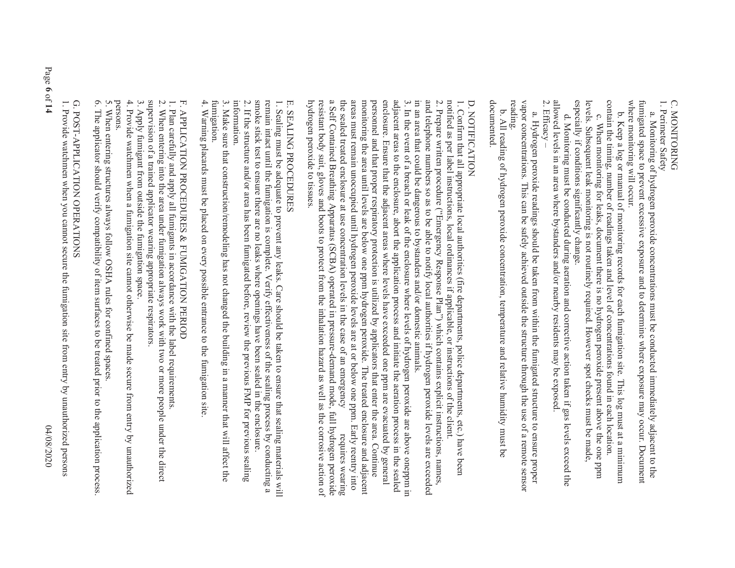## C. MONITORING

1. Perimeter Safety

a. Monitoring of hydrogen peroxide concentrations must be conducted immediately adjacent to the fumigated space to prevent excessive exposure and to determine where exposure may occur. Document where monitoring will occur.

b. Keep a log or manual of monitoring records for each fumigation site. This log must at a minimum contain the timing, number of readings taken and level of concentrations found in each location.

c. When monitoring for leaks, document there is no hydrogen peroxide present above the one ppm levels. Subsequent leak monitoring is not routinely required. However spot checks must be made, especially if conditions significantly change.

d. Monitoring must be conducted during aeration and corrective action taken if gas levels exceed the allowed levels in an area where bystanders and/or nearby residents may be exposed.

2. Efficacy –

a. Hydrogen peroxide readings should be taken from within the fumigated structure to ensure proper vapor concentrations. This can be safely achieved outside the structure through the use of a remote sensor reading.

b. All reading of hydrogen peroxide concentration, temperature and relative humidity must be documented.

## D. NOTIFICATION

1. Confirm that all appropriate local authorities (fire departments, police departments, etc.) have been notified as per label instructions, local ordinances if applicable, or instructions of the client.
2. Prepare written procedure ("Emergency Response Plan") which contains explicit instructions, names, and telephone numbers so as to be able to notify local authorities if hydrogen peroxide levels are exceeded in an area that could be dangerous to bystanders and/or domestic animals.
3. In the event of a breach or leak of the enclosure where levels of hydrogen peroxide are above oneppm in adjacent areas to the enclosure, abort the application process and initiate the aeration process in the sealed enclosure. Ensure that the adjacent areas where levels have exceeded one ppm are evacuated by general personnel and that proper respiratory protection is utilized by applicators that enter the area. Continue monitoring the area until levels are below one ppm hydrogen peroxide. The treated enclosure and adjacent areas must remain unoccupied until hydrogen peroxide levels are at or below one ppm. Early reentry into the sealed treated enclosure at use concentration levels in the case of an emergency requires wearing a Self Contained Breathing Apparatus (SCBA) operated in pressure-demand mode, full hydrogen peroxide resistant body suit, gloves and boots to protect from the inhalation hazard as well as the corrosive action of hydrogen peroxide to tissues.

## E. SEALING PROCEDURES

1. Sealing must be adequate to prevent any leaks. Care should be taken to ensure that sealing materials will remain intact until the fumigation is complete. Verify effectiveness of the sealing process by conducting a smoke stick test to ensure there are no leaks where openings have been sealed in the enclosure.
2. If the structure and/or area has been fumigated before, review the previous FMP for previous sealing information.
3. Make sure that construction/remodeling has not changed the building in a manner that will affect the fumigation.
4. Warning placards must be placed on every possible entrance to the fumigation site.

## F. APPLICATION PROCEDURES & FUMIGATION PERIOD

1. Plan carefully and apply all fumigants in accordance with the label requirements.
2. When entering into the area under fumigation always work with two or more people under the direct supervision of a trained applicator wearing appropriate respirators.
3. Apply fumigant from outside the fumigation space.
4. Provide watchmen when a fumigation site cannot otherwise be made secure from entry by unauthorized persons.
5. When entering structures always follow OSHA rules for confined spaces.
6. The applicator should verify compatibility of item surfaces to be treated prior to the application process.

## G. POST-APPLICATION OPERATIONS

1. Provide watchmen when you cannot secure the fumigation site from entry by unauthorized persons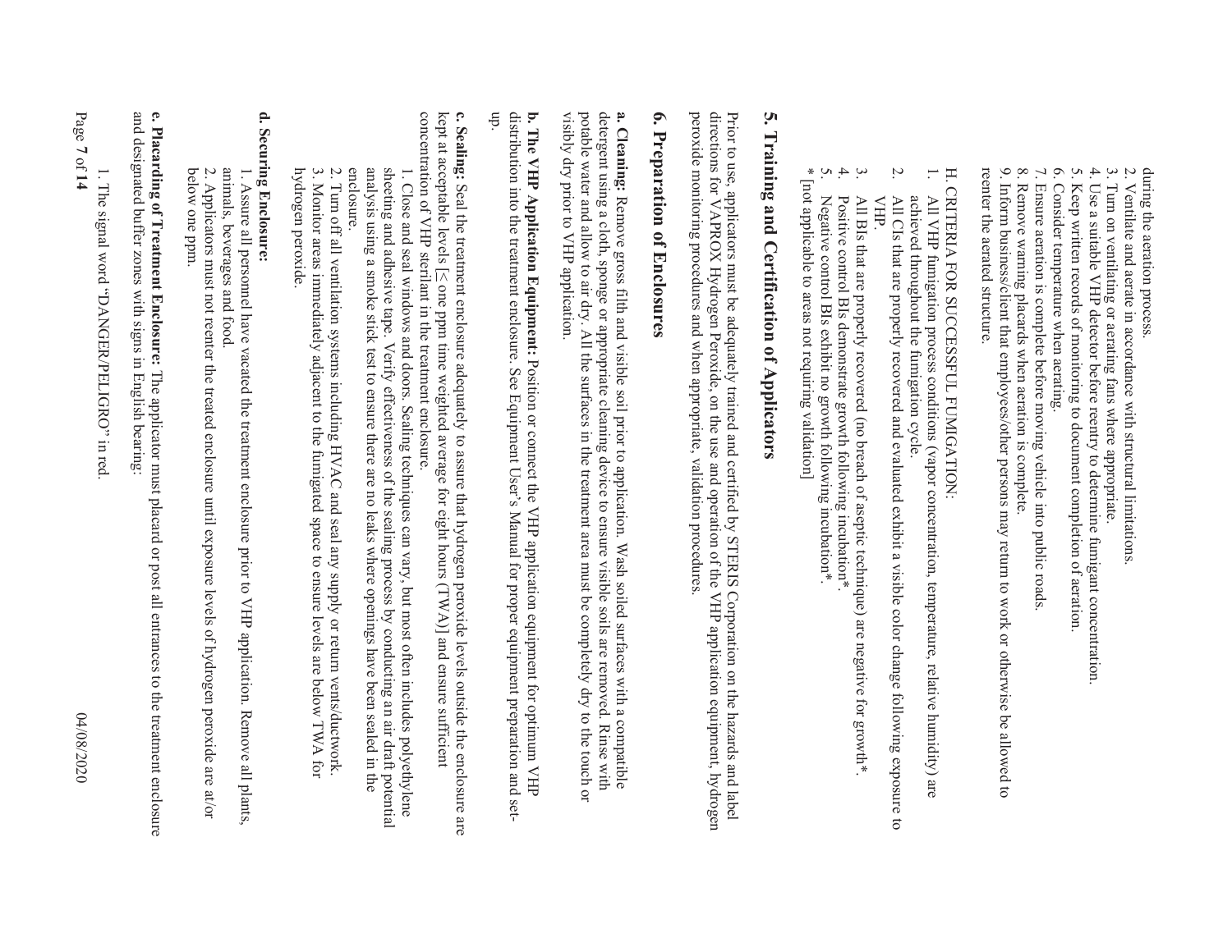during the aeration process.
2. Ventilate and aerate in accordance with structural limitations.
3. Turn on ventilating or aerating fans where appropriate.
4. Use a suitable VHP detector before reentry to determine fumigant concentration.
5. Keep written records of monitoring to document completion of aeration.
6. Consider temperature when aerating.
7. Ensure aeration is complete before moving vehicle into public roads.
8. Remove warning placards when aeration is complete.
9. Inform business/client that employees/other persons may return to work or otherwise be allowed to reenter the aerated structure.

H. CRITERIA FOR SUCCESSFUL FUMIGATION:

1. All VHP fumigation process conditions (vapor concentration, temperature, relative humidity) are achieved throughout the fumigation cycle.
2. All CIs that are properly recovered and evaluated exhibit a visible color change following exposure to VHP.
3. All BIs that are properly recovered (no breach of aseptic technique) are negative for growth*.
4. Positive control BIs demonstrate growth following incubation*.
5. Negative control BIs exhibit no growth following incubation*.

\* [not applicable to areas not requiring validation]

## 5. Training and Certification of Applicators

Prior to use, applicators must be adequately trained and certified by STERIS Corporation on the hazards and label directions for VAPROX Hydrogen Peroxide, on the use and operation of the VHP application equipment, hydrogen peroxide monitoring procedures and when appropriate, validation procedures.

## 6. Preparation of Enclosures

**a. Cleaning:** Remove gross filth and visible soil prior to application. Wash soiled surfaces with a compatible detergent using a cloth, sponge or appropriate cleaning device to ensure visible soils are removed. Rinse with potable water and allow to air dry. All the surfaces in the treatment area must be completely dry to the touch or visibly dry prior to VHP application.

**b. The VHP Application Equipment:** Position or connect the VHP application equipment for optimum VHP distribution into the treatment enclosure. See Equipment User's Manual for proper equipment preparation and set-up.

**c. Sealing:** Seal the treatment enclosure adequately to assure that hydrogen peroxide levels outside the enclosure are kept at acceptable levels [≤ one ppm time weighted average for eight hours (TWA)] and ensure sufficient concentration of VHP sterilant in the treatment enclosure.

1. Close and seal windows and doors. Sealing techniques can vary, but most often includes polyethylene sheeting and adhesive tape. Verify effectiveness of the sealing process by conducting an air draft potential analysis using a smoke stick test to ensure there are no leaks where openings have been sealed in the enclosure.
2. Turn off all ventilation systems including HVAC and seal any supply or return vents/ductwork.
3. Monitor areas immediately adjacent to the fumigated space to ensure levels are below TWA for hydrogen peroxide.

**d. Securing Enclosure:**

1. Assure all personnel have vacated the treatment enclosure prior to VHP application. Remove all plants, animals, beverages and food.
2. Applicators must not reenter the treated enclosure until exposure levels of hydrogen peroxide are at/or below one ppm.

**e. Placarding of Treatment Enclosure:** The applicator must placard or post all entrances to the treatment enclosure and designated buffer zones with signs in English bearing:

1. The signal word "DANGER/PELIGRO" in red.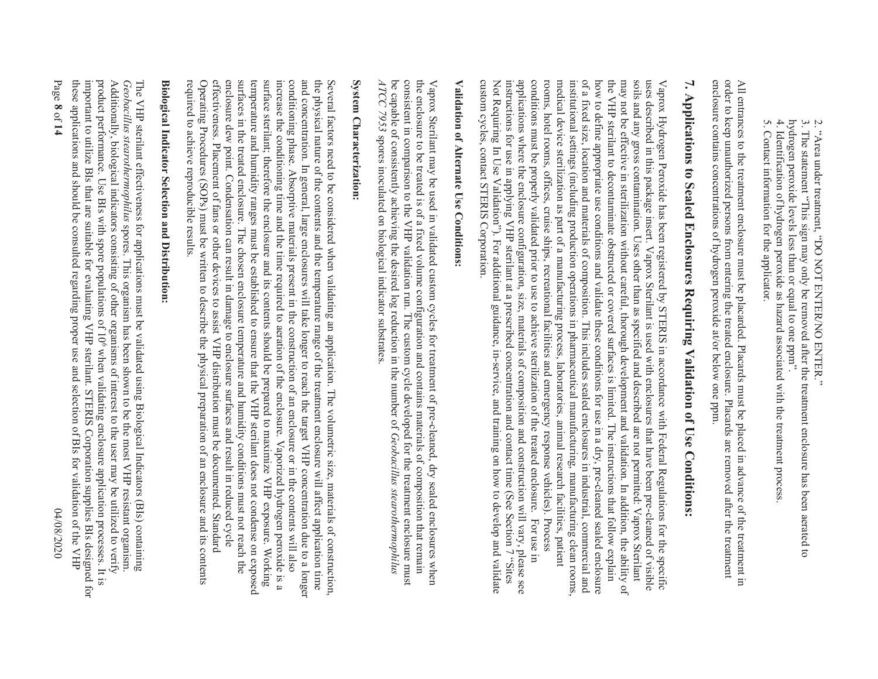2. "Area under treatment, "DO NOT ENTER/NO ENTER."
3. The statement "This sign may only be removed after the treatment enclosure has been aerated to hydrogen peroxide levels less than or equal to one ppm".
4. Identification of hydrogen peroxide as hazard associated with the treatment process.
5. Contact information for the applicator.

All entrances to the treatment enclosure must be placarded. Placards must be placed in advance of the treatment in order to keep unauthorized persons from entering the treated enclosure. Placards are removed after the treatment enclosure contains concentrations of hydrogen peroxide at/or below one ppm.

## 7. Applications to Sealed Enclosures Requiring Validation of Use Conditions:

Vaprox Hydrogen Peroxide has been registered by STERIS in accordance with Federal Regulations for the specific uses described in this package insert. Vaprox Sterilant is used with enclosures that have been pre-cleaned of visible soils and any gross contamination. Uses other than as specified and described are not permitted. Vaprox Sterilant may not be effective in sterilization without careful, thorough development and validation. In addition, the ability of the VHP sterilant to decontaminate obstructed or covered surfaces is limited. The instructions that follow explain how to define appropriate use conditions and validate these conditions for use in a dry, pre-cleaned sealed enclosure of a fixed size, location and materials of composition. This includes sealed enclosures in industrial, commercial and institutional settings (including production operations in pharmaceutical manufacturing, manufacturing clean rooms, medical device sterilization as part of a manufacturing process, laboratories, animal research facilities, patient rooms, hotel rooms, offices, cruise ships, recreational facilities and emergency response vehicles). Process conditions must be properly validated prior to use to achieve sterilization of the treated enclosure. For use in applications where the enclosure configuration, size, materials of composition and construction will vary, please see instructions for use in applying VHP sterilant at a prescribed concentration and contact time (See Section 7 "Sites Not Requiring In Use Validation"). For additional guidance, in-service, and training on how to develop and validate custom cycles, contact STERIS Corporation.

### Validation of Alternate Use Conditions:

Vaprox Sterilant may be used in validated custom cycles for treatment of pre-cleaned, dry sealed enclosures when the enclosure to be treated is of a fixed volume configuration and contains materials of composition that remain consistent in comparison to the VHP validation run. The custom cycle developed for the treatment enclosure must be capable of consistently achieving the desired log reduction in the number of *Geobacillus stearothermophilus ATCC 7953* spores inoculated on biological indicator substrates.

### System Characterization:

Several factors need to be considered when validating an application. The volumetric size, materials of construction, the physical nature of the contents and the temperature range of the treatment enclosure will affect application time and concentration. In general, large enclosures will take longer to reach the target VHP concentration due to a longer conditioning phase. Absorptive materials present in the construction of an enclosure or in the contents will also increase the conditioning time and the time required to aeration of the enclosure. Vaporized hydrogen peroxide is a surface sterilant; therefore the enclosure and its contents should be prepared to maximize VHP exposure. Working temperature and humidity ranges must be established to ensure that the VHP sterilant does not condense on exposed surfaces in the treated enclosure. The chosen enclosure temperature and humidity conditions must not reach the enclosure dew point. Condensation can result in damage to enclosure surfaces and result in reduced cycle effectiveness. Placement of fans or other devices to assist VHP distribution must be documented. Standard Operating Procedures (SOPs) must be written to describe the physical preparation of an enclosure and its contents required to achieve reproducible results.

### Biological Indicator Selection and Distribution:

The VHP sterilant effectiveness for applications must be validated using Biological Indicators (BIs) containing *Geobacillus stearothermophilus* spores. This organism has been shown to be the most VHP resistant organism. Additionally, biological indicators consisting of other organisms of interest to the user may be utilized to verify product performance. Use BIs with spore populations of $10^6$ when validating enclosure application processes. It is important to utilize BIs that are suitable for evaluating VHP sterilant. STERIS Corporation supplies BIs designed for these applications and should be consulted regarding proper use and selection of BIs for validation of the VHP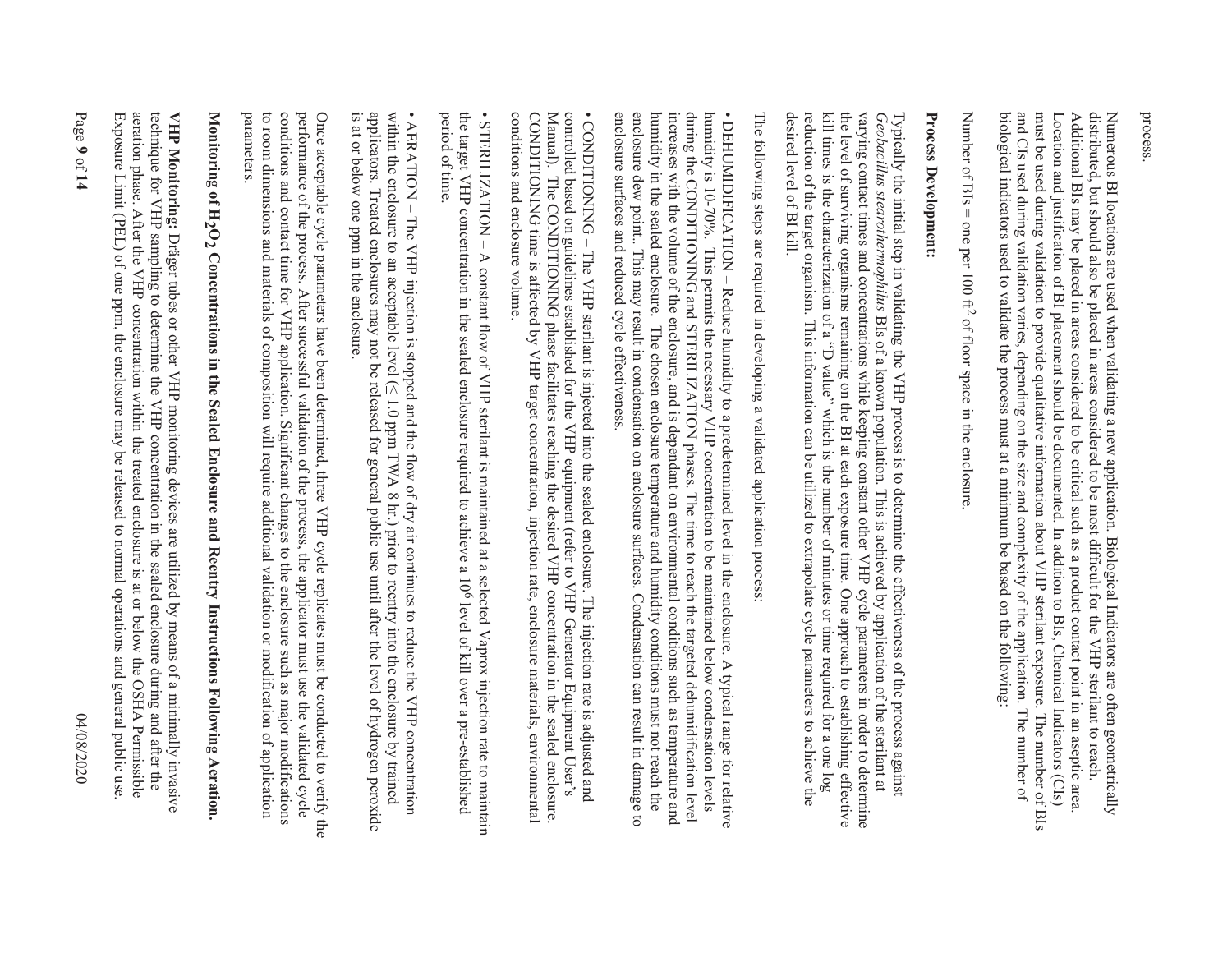process.

Numerous BI locations are used when validating a new application. Biological Indicators are often geometrically distributed, but should also be placed in areas considered to be most difficult for the VHP sterilant to reach. Additional BIs may be placed in areas considered to be critical such as a product contact point in an aseptic area. Location and justification of BI placement should be documented. In addition to BIs, Chemical Indicators (CIs) must be used during validation to provide qualitative information about VHP sterilant exposure. The number of BIs and CIs used during validation varies, depending on the size and complexity of the application. The number of biological indicators used to validate the process must at a minimum be based on the following:

Number of BIs = one per 100 $ft^2$ of floor space in the enclosure.

**Process Development:**

Typically the initial step in validating the VHP process is to determine the effectiveness of the process against *Geobacillus stearothermophilus* BIs of a known population. This is achieved by application of the sterilant at varying contact times and concentrations while keeping constant other VHP cycle parameters in order to determine the level of surviving organisms remaining on the BI at each exposure time. One approach to establishing effective kill times is the characterization of a "D value" which is the number of minutes or time required for a one log reduction of the target organism. This information can be utilized to extrapolate cycle parameters to achieve the desired level of BI kill.

The following steps are required in developing a validated application process:

- DEHUMIDIFICATION – Reduce humidity to a predetermined level in the enclosure. A typical range for relative humidity is 10-70%. This permits the necessary VHP concentration to be maintained below condensation levels during the CONDITIONING and STERILIZATION phases. The time to reach the targeted dehumidification level increases with the volume of the enclosure, and is dependant on environmental conditions such as temperature and humidity in the sealed enclosure. The chosen enclosure temperature and humidity conditions must not reach the enclosure dew point. This may result in condensation on enclosure surfaces. Condensation can result in damage to enclosure surfaces and reduced cycle effectiveness.

- CONDITIONING – The VHP sterilant is injected into the sealed enclosure. The injection rate is adjusted and controlled based on guidelines established for the VHP equipment (refer to VHP Generator Equipment User's Manual). The CONDITIONING phase facilitates reaching the desired VHP concentration in the sealed enclosure. CONDITIONING time is affected by VHP target concentration, injection rate, enclosure materials, environmental conditions and enclosure volume.

- STERILIZATION – A constant flow of VHP sterilant is maintained at a selected Vaprox injection rate to maintain the target VHP concentration in the sealed enclosure required to achieve a $10^6$ level of kill over a pre-established period of time.

- AERATION – The VHP injection is stopped and the flow of dry air continues to reduce the VHP concentration within the enclosure to an acceptable level ($\leq$ 1.0 ppm TWA 8 hr.) prior to reentry into the enclosure by trained applicators. Treated enclosures may not be released for general public use until after the level of hydrogen peroxide is at or below one ppm in the enclosure.

Once acceptable cycle parameters have been determined, three VHP cycle replicates must be conducted to verify the performance of the process. After successful validation of the process, the applicator must use the validated cycle conditions and contact time for VHP application. Significant changes to the enclosure such as major modifications to room dimensions and materials of composition will require additional validation or modification of application parameters.

**Monitoring of $H_2O_2$ Concentrations in the Sealed Enclosure and Reentry Instructions Following Aeration.**

**VHP Monitoring:** Dräger tubes or other VHP monitoring devices are utilized by means of a minimally invasive technique for VHP sampling to determine the VHP concentration in the sealed enclosure during and after the aeration phase. After the VHP concentration within the treated enclosure is at or below the OSHA Permissible Exposure Limit (PEL) of one ppm, the enclosure may be released to normal operations and general public use.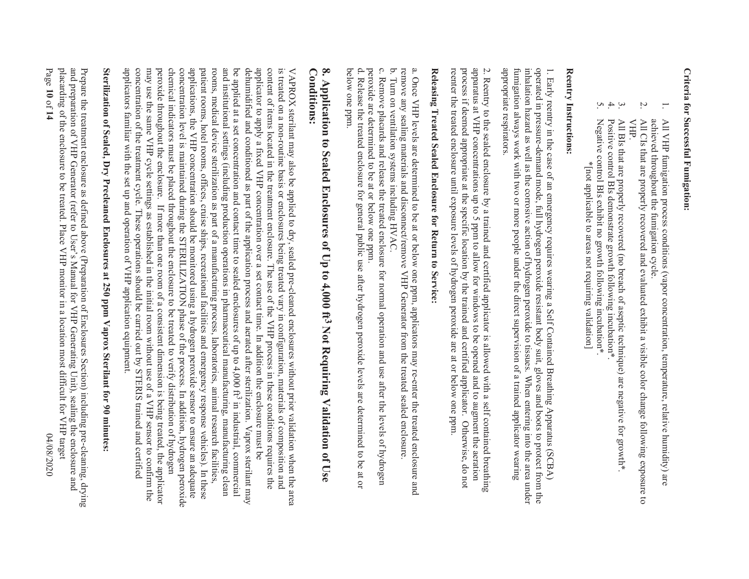**Criteria for Successful Fumigation:**

1. All VHP fumigation process conditions (vapor concentration, temperature, relative humidity) are achieved throughout the fumigation cycle.
2. All CIs that are properly recovered and evaluated exhibit a visible color change following exposure to VHP.
3. All BIs that are properly recovered (no breach of aseptic technique) are negative for growth*.
4. Positive control BIs demonstrate growth following incubation*.
5. Negative control BIs exhibit no growth following incubation*.

*[not applicable to areas not requiring validation]

**Reentry Instructions:**

1. Early reentry in the case of an emergency requires wearing a Self Contained Breathing Apparatus (SCBA) operated in pressure-demand mode, full hydrogen peroxide resistant body suit, gloves and boots to protect from the inhalation hazard as well as the corrosive action of hydrogen peroxide to tissues. When entering into the area under fumigation always work with two or more people under the direct supervision of a trained applicator wearing appropriate respirators.

2. Reentry to the sealed enclosure by a trained and certified applicator is allowed with a self contained breathing apparatus at VHP concentrations up to 5 ppm to allow for windows to be opened and to augment the aeration process if deemed appropriate at the specific location by the trained and certified applicator. Otherwise, do not reenter the treated enclosure until exposure levels of hydrogen peroxide are at or below one ppm.

**Releasing Treated Sealed Enclosure for Return to Service:**

a. Once VHP levels are determined to be at or below one ppm, applicators may re-enter the treated enclosure and remove any sealing materials and disconnect/remove VHP Generator from the treated sealed enclosure.
b. Turn on ventilation systems including HVAC.
c. Remove placards and release the treated enclosure for normal operation and use after the levels of hydrogen peroxide are determined to be at or below one ppm.
d. Release the treated enclosure for general public use after hydrogen peroxide levels are determined to be at or below one ppm.

## 8. Application to Sealed Enclosures of Up to 4,000 ft$^3$ Not Requiring Validation of Use Conditions:

VAPROX sterilant may also be applied to dry, sealed pre-cleaned enclosures without prior validation when the area is treated on a non-routine basis or enclosures being treated vary in configuration, materials of composition and content of items located in the treatment enclosure. The use of the VHP process in these conditions requires the applicator to apply a fixed VHP concentration over a set contact time. In addition the enclosure must be dehumidified and conditioned as part of the application process and aerated after sterilization. Vaprox sterilant may be applied at a set concentration and contact time to sealed enclosures of up to 4,000 ft$^3$ in industrial, commercial and institutional settings (including production operations in pharmaceutical manufacturing, manufacturing clean rooms, medical device sterilization as part of a manufacturing process, laboratories, animal research facilities, patient rooms, hotel rooms, offices, cruise ships, recreational facilities and emergency response vehicles). In these applications, the VHP concentration should be monitored using a hydrogen peroxide sensor to ensure an adequate concentration level is maintained during the STERILIZATION phase of the process. In addition, hydrogen peroxide chemical indicators must be placed throughout the enclosure to be treated to verify distribution of hydrogen peroxide throughout the enclosure. If more than one room of a consistent dimension is being treated, the applicator may use the same VHP cycle settings as established in the initial room without use of a VHP sensor to confirm the concentration of the treatment cycle. These operations should be carried out by STERIS trained and certified applicators familiar with the set up and operation of VHP application equipment.

**Sterilization of Sealed, Dry Precleaned Enclosures at 250 ppm Vaprox Sterilant for 90 minutes:**

Prepare the treatment enclosure as defined above (Preparation of Enclosures Section) including pre-cleaning, drying and preparation of VHP Generator (refer to User's Manual for VHP Generating Unit), sealing the enclosure and placarding of the enclosure to be treated. Place VHP monitor in a location most difficult for VHP target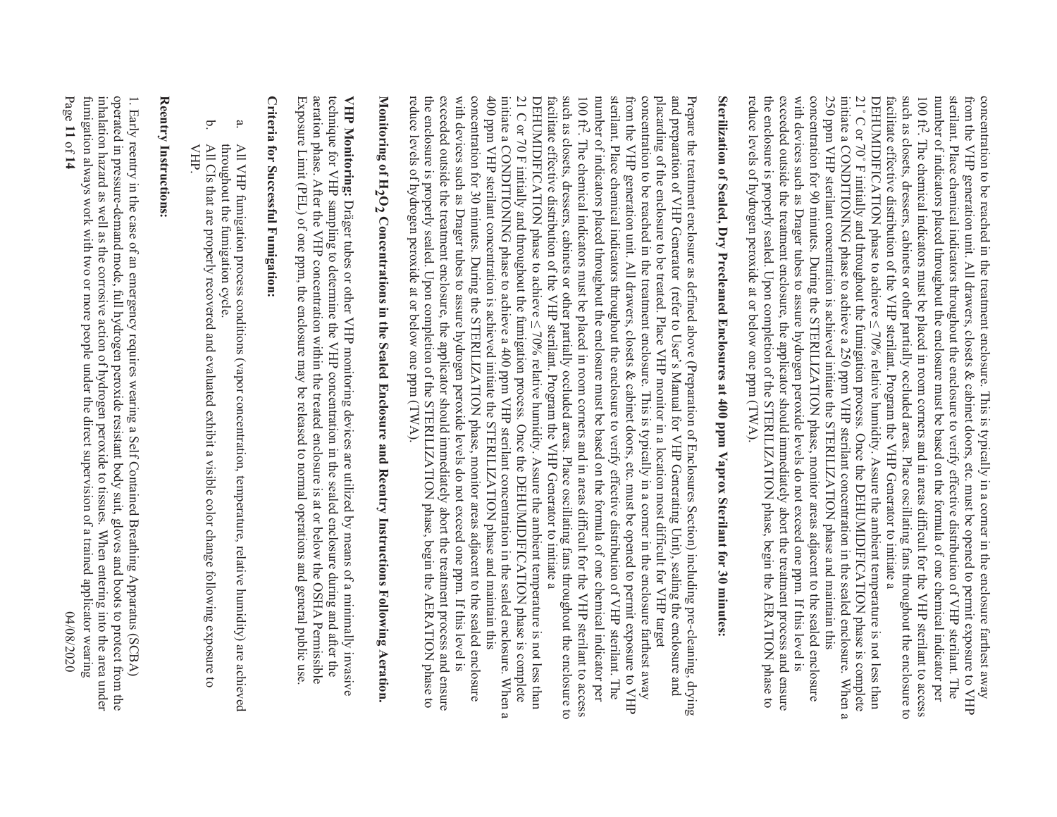concentration to be reached in the treatment enclosure. This is typically in a corner in the enclosure farthest away from the VHP generation unit. All drawers, closets & cabinet doors, etc. must be opened to permit exposure to VHP sterilant. Place chemical indicators throughout the enclosure to verify effective distribution of VHP sterilant. The number of indicators placed throughout the enclosure must be based on the formula of one chemical indicator per 100 ft$^2$. The chemical indicators must be placed in room corners and in areas difficult for the VHP sterilant to access such as closets, dressers, cabinets or other partially occluded areas. Place oscillating fans throughout the enclosure to facilitate effective distribution of the VHP sterilant. Program the VHP Generator to initiate a DEHUMIDIFICATION phase to achieve ≤ 70% relative humidity. Assure the ambient temperature is not less than 21° C or 70° F initially and throughout the fumigation process. Once the DEHUMIDIFICATION phase is complete initiate a CONDITIONING phase to achieve a 250 ppm VHP sterilant concentration in the sealed enclosure. When a 250 ppm VHP sterilant concentration is achieved initiate the STERILIZATION phase and maintain this concentration for 90 minutes. During the STERILIZATION phase, monitor areas adjacent to the sealed enclosure with devices such as Drager tubes to assure hydrogen peroxide levels do not exceed one ppm. If this level is exceeded outside the treatment enclosure, the applicator should immediately abort the treatment process and ensure the enclosure is properly sealed. Upon completion of the STERILIZATION phase, begin the AERATION phase to reduce levels of hydrogen peroxide at or below one ppm (TWA).

## Sterilization of Sealed, Dry Precleaned Enclosures at 400 ppm Vaprox Sterilant for 30 minutes:

Prepare the treatment enclosure as defined above (Preparation of Enclosures Section) including pre-cleaning, drying and preparation of VHP Generator (refer to User's Manual for VHP Generating Unit), sealing the enclosure and placarding of the enclosure to be treated. Place VHP monitor in a location most difficult for VHP target concentration to be reached in the treatment enclosure. This is typically in a corner in the enclosure farthest away from the VHP generation unit. All drawers, closets & cabinet doors, etc. must be opened to permit exposure to VHP sterilant. Place chemical indicators throughout the enclosure to verify effective distribution of VHP sterilant. The number of indicators placed throughout the enclosure must be based on the formula of one chemical indicator per 100 ft$^2$. The chemical indicators must be placed in room corners and in areas difficult for the VHP sterilant to access such as closets, dressers, cabinets or other partially occluded areas. Place oscillating fans throughout the enclosure to facilitate effective distribution of the VHP sterilant. Program the VHP Generator to initiate a DEHUMIDIFICATION phase to achieve ≤ 70% relative humidity. Assure the ambient temperature is not less than 21 C or 70 F initially and throughout the fumigation process. Once the DEHUMIDIFICATION phase is complete initiate a CONDITIONING phase to achieve a 400 ppm VHP sterilant concentration in the sealed enclosure. When a 400 ppm VHP sterilant concentration is achieved initiate the STERILIZATION phase and maintain this concentration for 30 minutes. During the STERILIZATION phase, monitor areas adjacent to the sealed enclosure with devices such as Drager tubes to assure hydrogen peroxide levels do not exceed one ppm. If this level is exceeded outside the treatment enclosure, the applicator should immediately abort the treatment process and ensure the enclosure is properly sealed. Upon completion of the STERILIZATION phase, begin the AERATION phase to reduce levels of hydrogen peroxide at or below one ppm (TWA).

## Monitoring of $H_2O_2$ Concentrations in the Sealed Enclosure and Reentry Instructions Following Aeration.

**VHP Monitoring:** Dräger tubes or other VHP monitoring devices are utilized by means of a minimally invasive technique for VHP sampling to determine the VHP concentration in the sealed enclosure during and after the aeration phase. After the VHP concentration within the treated enclosure is at or below the OSHA Permissible Exposure Limit (PEL) of one ppm, the enclosure may be released to normal operations and general public use.

## Criteria for Successful Fumigation:

a. All VHP fumigation process conditions (vapor concentration, temperature, relative humidity) are achieved throughout the fumigation cycle.
b. All CIs that are properly recovered and evaluated exhibit a visible color change following exposure to VHP.

## Reentry Instructions:

1. Early reentry in the case of an emergency requires wearing a Self Contained Breathing Apparatus (SCBA) operated in pressure-demand mode, full hydrogen peroxide resistant body suit, gloves and boots to protect from the inhalation hazard as well as the corrosive action of hydrogen peroxide to tissues. When entering into the area under fumigation always work with two or more people under the direct supervision of a trained applicator wearing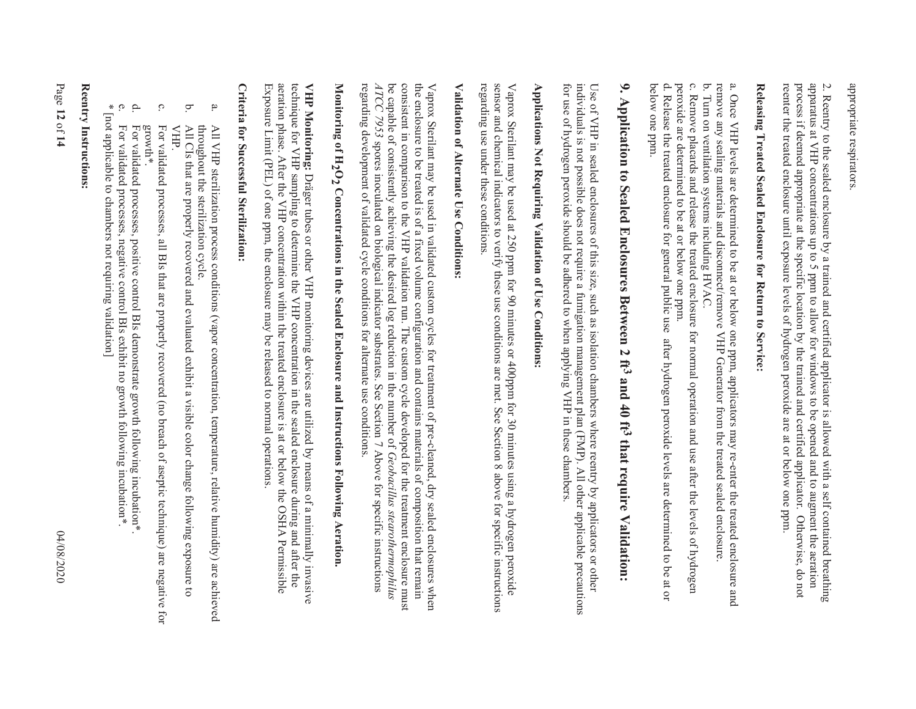appropriate respirators.

2. Reentry to the sealed enclosure by a trained and certified applicator is allowed with a self contained breathing apparatus at VHP concentrations up to 5 ppm to allow for windows to be opened and to augment the aeration process if deemed appropriate at the specific location by the trained and certified applicator. Otherwise, do not reenter the treated enclosure until exposure levels of hydrogen peroxide are at or below one ppm.

**Releasing Treated Sealed Enclosure for Return to Service:**

a. Once VHP levels are determined to be at or below one ppm, applicators may re-enter the treated enclosure and remove any sealing materials and disconnect/remove VHP Generator from the treated sealed enclosure.
b. Turn on ventilation systems including HVAC.
c. Remove placards and release the treated enclosure for normal operation and use after the levels of hydrogen peroxide are determined to be at or below one ppm.
d. Release the treated enclosure for general public use after hydrogen peroxide levels are determined to be at or below one ppm.

## 9. Application to Sealed Enclosures Between 2 ft$^3$ and 40 ft$^3$ that require Validation:

Use of VHP in sealed enclosures of this size, such as isolation chambers where reentry by applicators or other individuals is not possible does not require a fumigation management plan (FMP). All other applicable precautions for use of hydrogen peroxide should be adhered to when applying VHP in these chambers.

**Applications Not Requiring Validation of Use Conditions:**

Vaprox Sterilant may be used at 250 ppm for 90 minutes or 400ppm for 30 minutes using a hydrogen peroxide sensor and chemical indicators to verify these use conditions are met. See Section 8 above for specific instructions regarding use under these conditions.

**Validation of Alternate Use Conditions:**

Vaprox Sterilant may be used in validated custom cycles for treatment of pre-cleaned, dry sealed enclosures when the enclosure to be treated is of a fixed volume configuration and contains materials of composition that remain consistent in comparison to the VHP validation run. The custom cycle developed for the treatment enclosure must be capable of consistently achieving the desired log reduction in the number of *Geobacillus stearothermophilus ATCC 7953* spores inoculated on biological indicator substrates. See Section 7 Above for specific instructions regarding development of validated cycle conditions for alternate use conditions.

**Monitoring of $H_2O_2$ Concentrations in the Sealed Enclosure and Instructions Following Aeration.**

**VHP Monitoring:** Dräger tubes or other VHP monitoring devices are utilized by means of a minimally invasive technique for VHP sampling to determine the VHP concentration in the sealed enclosure during and after the aeration phase. After the VHP concentration within the treated enclosure is at or below the OSHA Permissible Exposure Limit (PEL) of one ppm, the enclosure may be released to normal operations.

**Criteria for Successful Sterilization:**

a. All VHP sterilization process conditions (vapor concentration, temperature, relative humidity) are achieved throughout the sterilization cycle.
b. All CIs that are properly recovered and evaluated exhibit a visible color change following exposure to VHP.
c. For validated processes, all BIs that are properly recovered (no breach of aseptic technique) are negative for growth*.
d. For validated processes, positive control BIs demonstrate growth following incubation*.
e. For validated processes, negative control BIs exhibit no growth following incubation*.

\* [not applicable to chambers not requiring validation]

**Reentry Instructions:**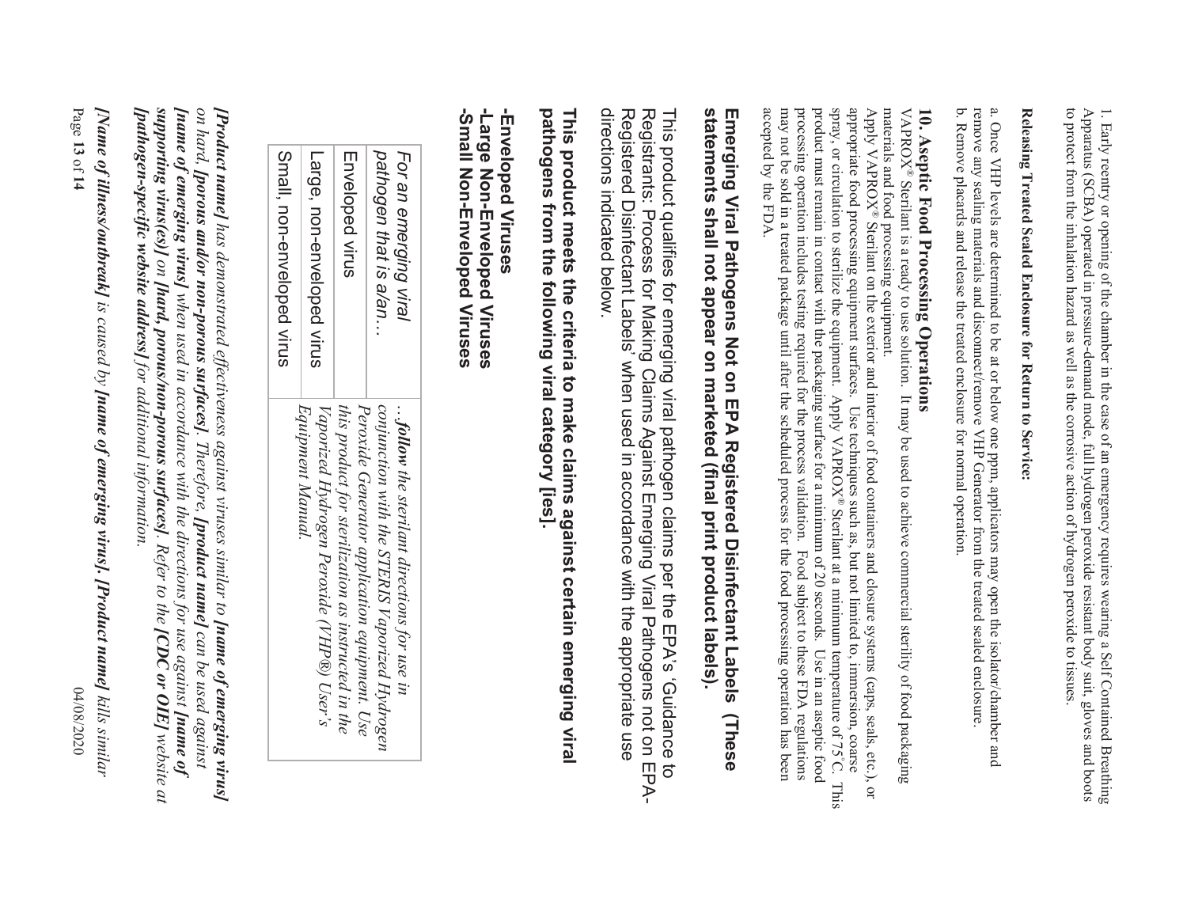1. Early reentry or opening of the chamber in the case of an emergency requires wearing a Self Contained Breathing Apparatus (SCBA) operated in pressure-demand mode, full hydrogen peroxide resistant body suit, gloves and boots to protect from the inhalation hazard as well as the corrosive action of hydrogen peroxide to tissues.

**Releasing Treated Sealed Enclosure for Return to Service:**

a. Once VHP levels are determined to be at or below one ppm, applicators may open the isolator/chamber and remove any sealing materials and disconnect/remove VHP Generator from the treated sealed enclosure.

b. Remove placards and release the treated enclosure for normal operation.

### 10. Aseptic Food Processing Operations

VAPROX® Sterilant is a ready to use solution. It may be used to achieve commercial sterility of food packaging materials and food processing equipment.

Apply VAPROX® Sterilant on the exterior and interior of food containers and closure systems (caps, seals, etc.), or appropriate food processing equipment surfaces. Use techniques such as, but not limited to, immersion, coarse spray, or circulation to sterilize the equipment. Apply VAPROX® Sterilant at a minimum temperature of 75°C. This product must remain in contact with the packaging surface for a minimum of 20 seconds. Use in an aseptic food processing operation includes testing required for the process validation. Food subject to these FDA regulations may not be sold in a treated package until after the scheduled process for the food processing operation has been accepted by the FDA.

## Emerging Viral Pathogens Not on EPA Registered Disinfectant Labels (These statements shall not appear on marketed (final print product labels).

This product qualifies for emerging viral pathogen claims per the EPA's 'Guidance to Registrants: Process for Making Claims Against Emerging Viral Pathogens not on EPA-Registered Disinfectant Labels' when used in accordance with the appropriate use directions indicated below.

**This product meets the criteria to make claims against certain emerging viral pathogens from the following viral category [ies].**

**-Enveloped Viruses**
**-Large Non-Enveloped Viruses**
**-Small Non-Enveloped Viruses**

| *For an emerging viral pathogen that is a/an…* | *…**follow** the sterilant directions for use in conjunction with the STERIS Vaporized Hydrogen Peroxide Generator application equipment. Use this product for sterilization as instructed in the Vaporized Hydrogen Peroxide (VHP®) User's Equipment Manual.* |
|---|---|
| Enveloped virus | |
| Large, non-enveloped virus | |
| Small, non-enveloped virus | |

***[Product name]*** *has demonstrated effectiveness against viruses similar to* ***[name of emerging virus]*** *on hard,* ***[porous and/or non-porous surfaces]****. Therefore,* ***[product name]*** *can be used against* ***[name of emerging virus]*** *when used in accordance with the directions for use against* ***[name of supporting virus(es)]*** *on* ***[hard, porous/non-porous surfaces]****. Refer to the* ***[CDC or OIE]*** *website at* ***[pathogen-specific website address]*** *for additional information.*

***[Name of illness/outbreak]*** *is caused by* ***[name of emerging virus]****.* ***[Product name]*** *kills similar*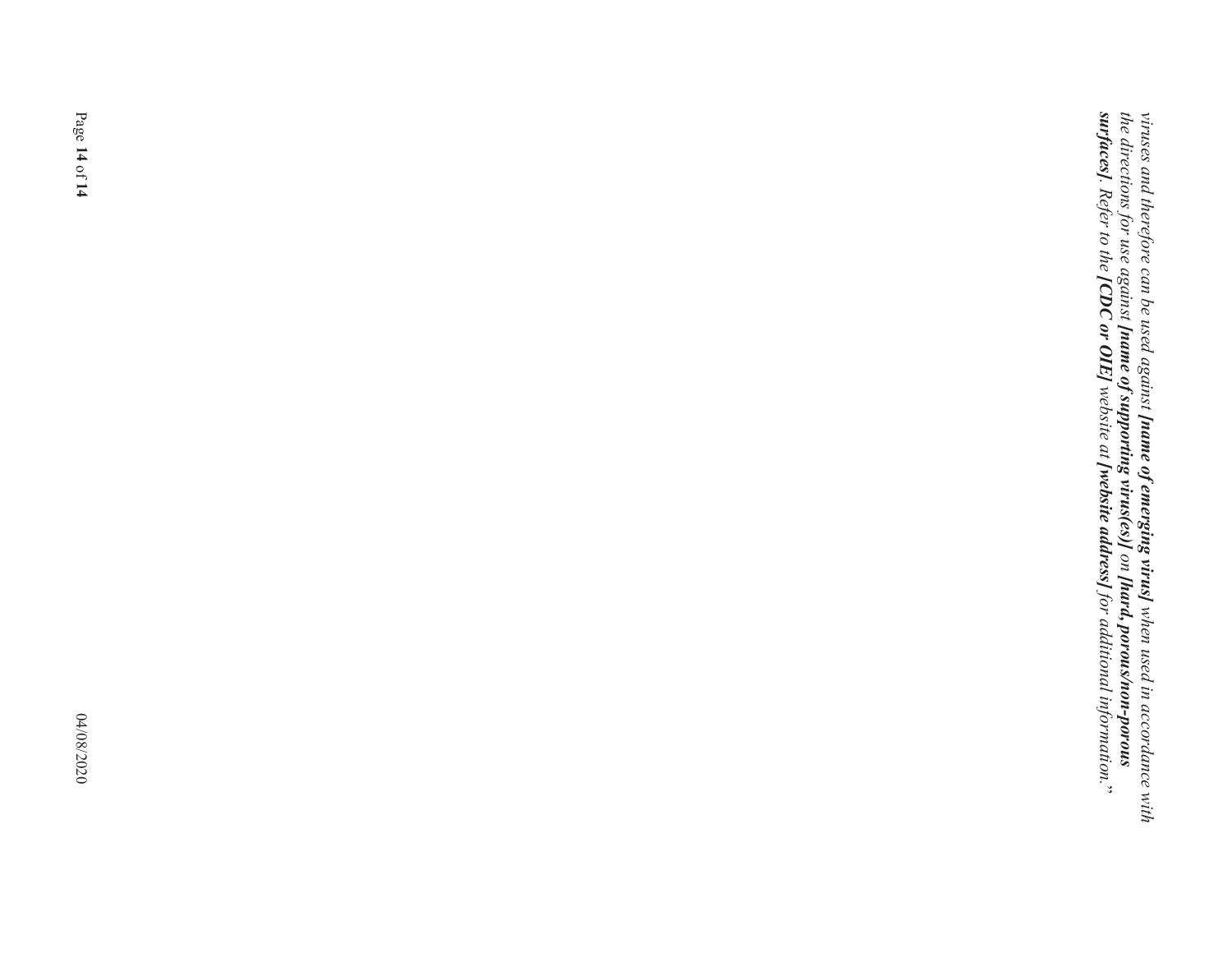*viruses and therefore can be used against **[name of emerging virus]** when used in accordance with the directions for use against **[name of supporting virus(es)]** on **[hard, porous/non-porous surfaces]**. Refer to the **[CDC or OIE]** website at **[website address]** for additional information."*